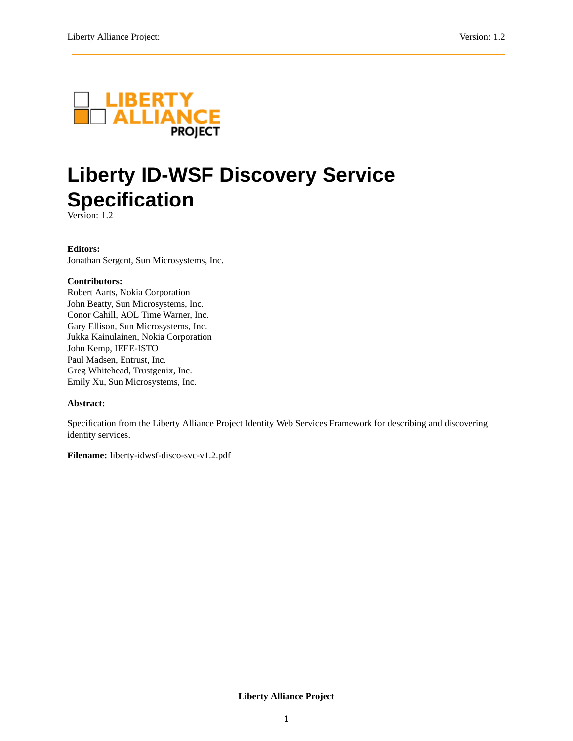# Liberty ID-WSF Discovery Service Specification

Version: 1.2

**Editors:**
Jonathan Sergent, Sun Microsystems, Inc.

**Contributors:**
Robert Aarts, Nokia Corporation
John Beatty, Sun Microsystems, Inc.
Conor Cahill, AOL Time Warner, Inc.
Gary Ellison, Sun Microsystems, Inc.
Jukka Kainulainen, Nokia Corporation
John Kemp, IEEE-ISTO
Paul Madsen, Entrust, Inc.
Greg Whitehead, Trustgenix, Inc.
Emily Xu, Sun Microsystems, Inc.

**Abstract:**

Specification from the Liberty Alliance Project Identity Web Services Framework for describing and discovering identity services.

**Filename:** liberty-idwsf-disco-svc-v1.2.pdf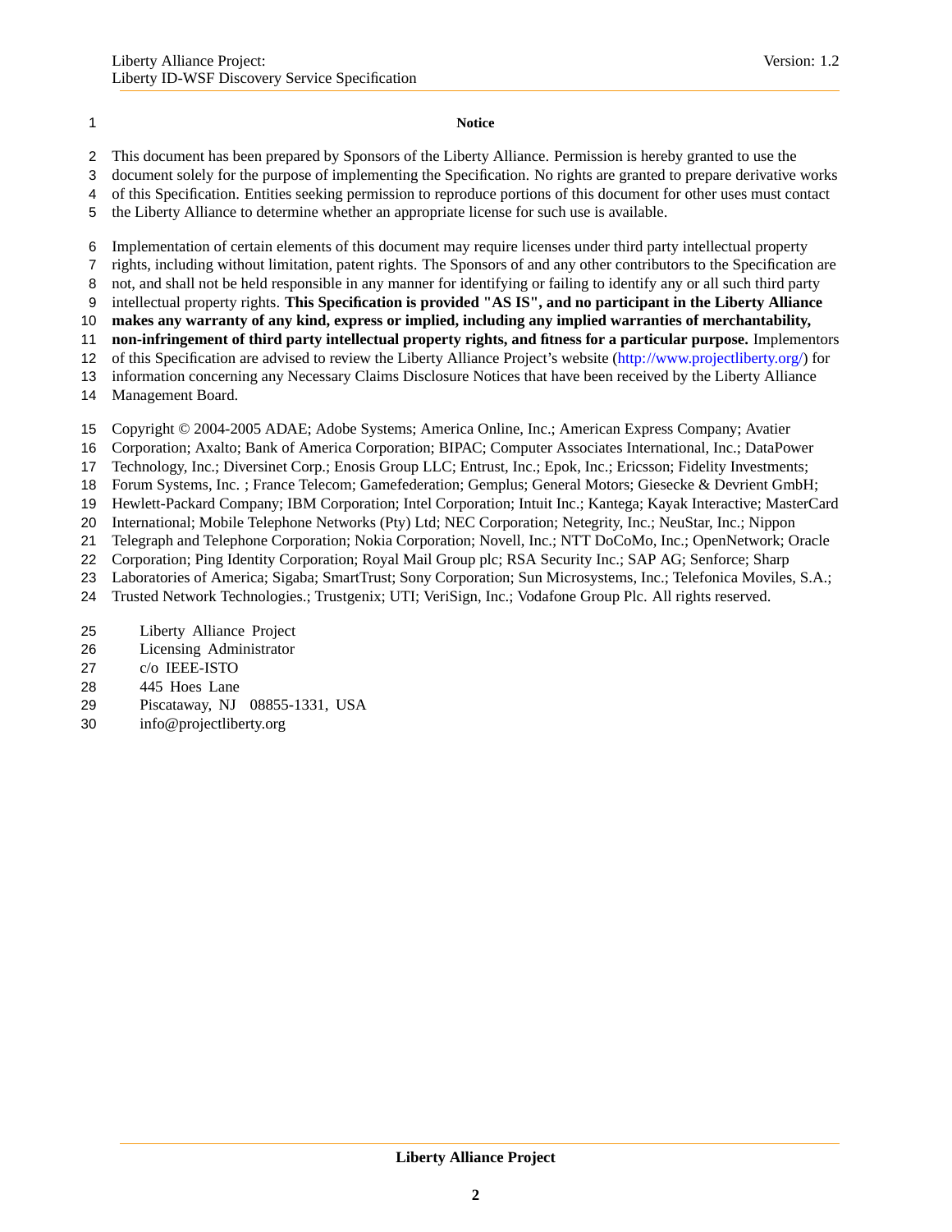**Notice**

This document has been prepared by Sponsors of the Liberty Alliance. Permission is hereby granted to use the document solely for the purpose of implementing the Specification. No rights are granted to prepare derivative works of this Specification. Entities seeking permission to reproduce portions of this document for other uses must contact the Liberty Alliance to determine whether an appropriate license for such use is available.

Implementation of certain elements of this document may require licenses under third party intellectual property rights, including without limitation, patent rights. The Sponsors of and any other contributors to the Specification are not, and shall not be held responsible in any manner for identifying or failing to identify any or all such third party intellectual property rights. **This Specification is provided "AS IS", and no participant in the Liberty Alliance makes any warranty of any kind, express or implied, including any implied warranties of merchantability, non-infringement of third party intellectual property rights, and fitness for a particular purpose.** Implementors of this Specification are advised to review the Liberty Alliance Project's website (http://www.projectliberty.org/) for information concerning any Necessary Claims Disclosure Notices that have been received by the Liberty Alliance Management Board.

Copyright © 2004-2005 ADAE; Adobe Systems; America Online, Inc.; American Express Company; Avatier Corporation; Axalto; Bank of America Corporation; BIPAC; Computer Associates International, Inc.; DataPower Technology, Inc.; Diversinet Corp.; Enosis Group LLC; Entrust, Inc.; Epok, Inc.; Ericsson; Fidelity Investments; Forum Systems, Inc. ; France Telecom; Gamefederation; Gemplus; General Motors; Giesecke & Devrient GmbH; Hewlett-Packard Company; IBM Corporation; Intel Corporation; Intuit Inc.; Kantega; Kayak Interactive; MasterCard International; Mobile Telephone Networks (Pty) Ltd; NEC Corporation; Netegrity, Inc.; NeuStar, Inc.; Nippon Telegraph and Telephone Corporation; Nokia Corporation; Novell, Inc.; NTT DoCoMo, Inc.; OpenNetwork; Oracle Corporation; Ping Identity Corporation; Royal Mail Group plc; RSA Security Inc.; SAP AG; Senforce; Sharp Laboratories of America; Sigaba; SmartTrust; Sony Corporation; Sun Microsystems, Inc.; Telefonica Moviles, S.A.; Trusted Network Technologies.; Trustgenix; UTI; VeriSign, Inc.; Vodafone Group Plc. All rights reserved.

Liberty Alliance Project
Licensing Administrator
c/o IEEE-ISTO
445 Hoes Lane
Piscataway, NJ 08855-1331, USA
info@projectliberty.org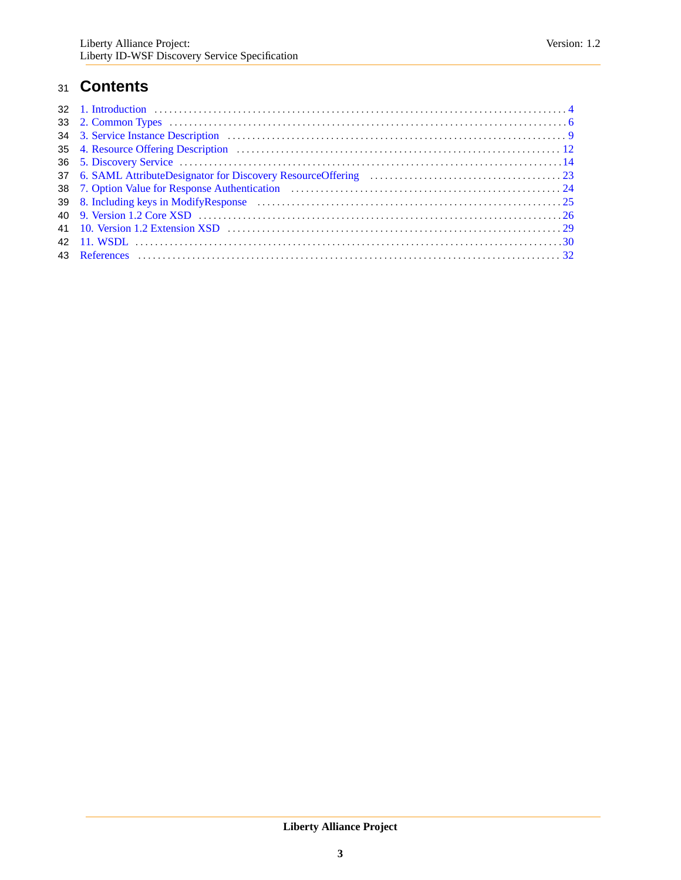# Contents

1. Introduction ... 4
2. Common Types ... 6
3. Service Instance Description ... 9
4. Resource Offering Description ... 12
5. Discovery Service ... 14
6. SAML AttributeDesignator for Discovery ResourceOffering ... 23
7. Option Value for Response Authentication ... 24
8. Including keys in ModifyResponse ... 25
9. Version 1.2 Core XSD ... 26
10. Version 1.2 Extension XSD ... 29
11. WSDL ... 30

References ... 32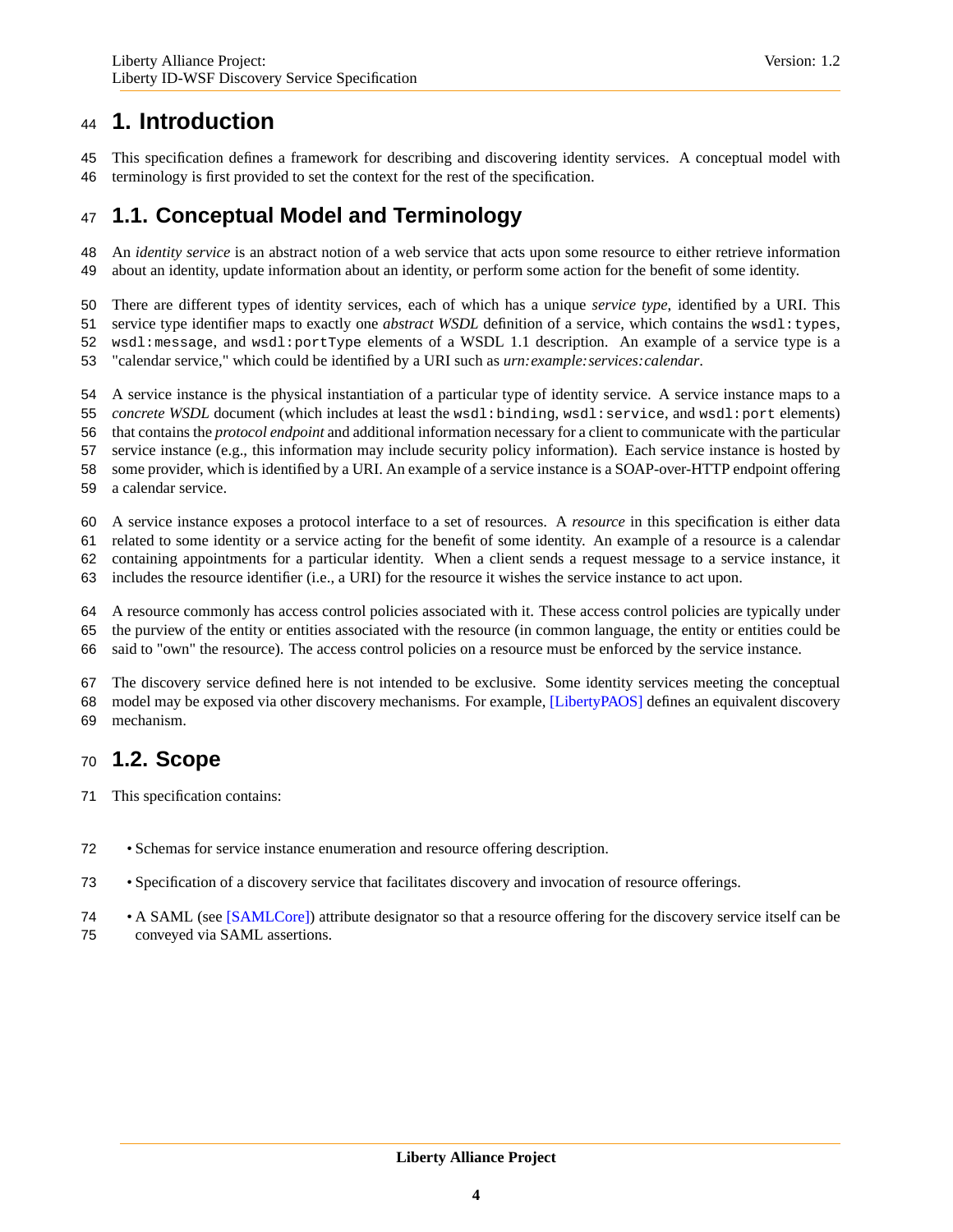# 1. Introduction

This specification defines a framework for describing and discovering identity services. A conceptual model with terminology is first provided to set the context for the rest of the specification.

## 1.1. Conceptual Model and Terminology

An *identity service* is an abstract notion of a web service that acts upon some resource to either retrieve information about an identity, update information about an identity, or perform some action for the benefit of some identity.

There are different types of identity services, each of which has a unique *service type*, identified by a URI. This service type identifier maps to exactly one *abstract WSDL* definition of a service, which contains the `wsdl:types`, `wsdl:message`, and `wsdl:portType` elements of a WSDL 1.1 description. An example of a service type is a "calendar service," which could be identified by a URI such as *urn:example:services:calendar*.

A service instance is the physical instantiation of a particular type of identity service. A service instance maps to a *concrete WSDL* document (which includes at least the `wsdl:binding`, `wsdl:service`, and `wsdl:port` elements) that contains the *protocol endpoint* and additional information necessary for a client to communicate with the particular service instance (e.g., this information may include security policy information). Each service instance is hosted by some provider, which is identified by a URI. An example of a service instance is a SOAP-over-HTTP endpoint offering a calendar service.

A service instance exposes a protocol interface to a set of resources. A *resource* in this specification is either data related to some identity or a service acting for the benefit of some identity. An example of a resource is a calendar containing appointments for a particular identity. When a client sends a request message to a service instance, it includes the resource identifier (i.e., a URI) for the resource it wishes the service instance to act upon.

A resource commonly has access control policies associated with it. These access control policies are typically under the purview of the entity or entities associated with the resource (in common language, the entity or entities could be said to "own" the resource). The access control policies on a resource must be enforced by the service instance.

The discovery service defined here is not intended to be exclusive. Some identity services meeting the conceptual model may be exposed via other discovery mechanisms. For example, [LibertyPAOS] defines an equivalent discovery mechanism.

## 1.2. Scope

This specification contains:

- Schemas for service instance enumeration and resource offering description.
- Specification of a discovery service that facilitates discovery and invocation of resource offerings.
- A SAML (see [SAMLCore]) attribute designator so that a resource offering for the discovery service itself can be conveyed via SAML assertions.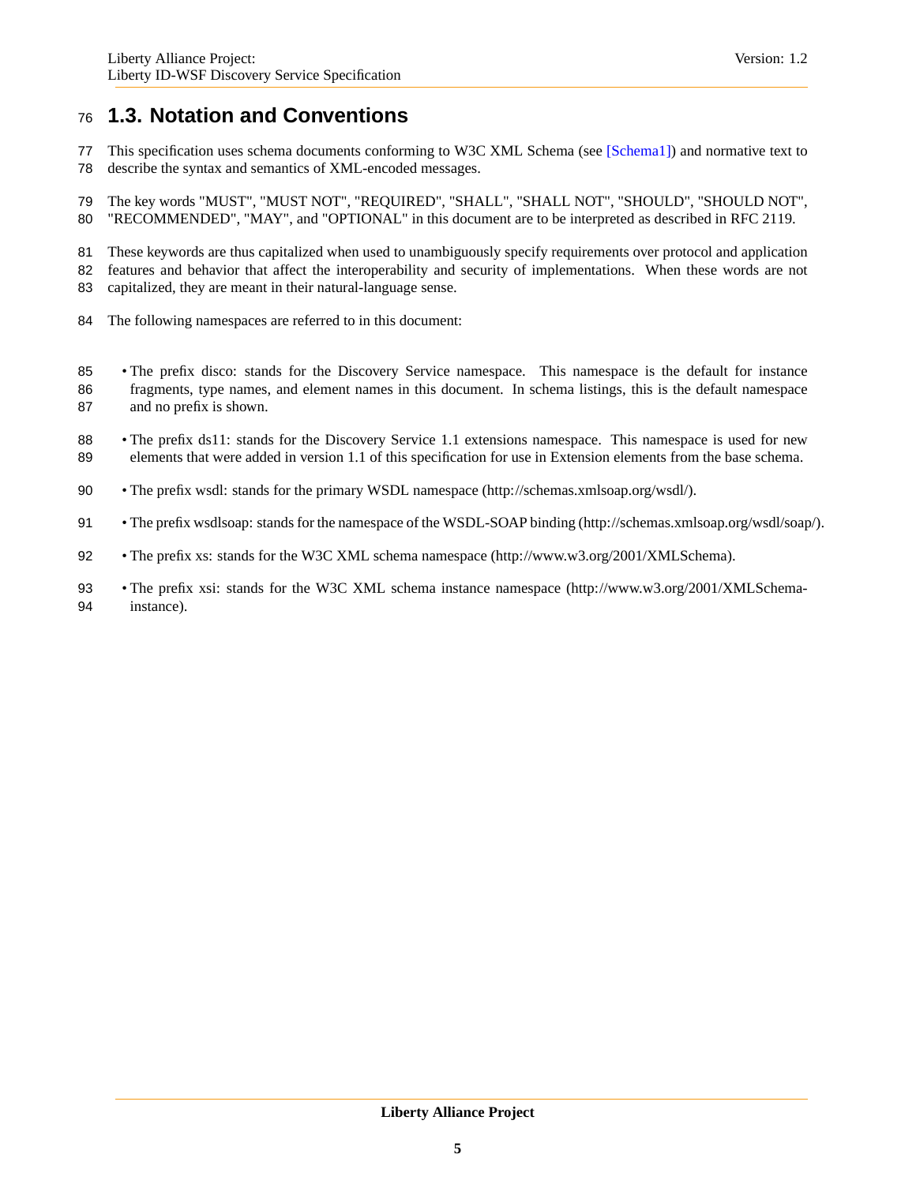## 1.3. Notation and Conventions

This specification uses schema documents conforming to W3C XML Schema (see [Schema1]) and normative text to describe the syntax and semantics of XML-encoded messages.

The key words "MUST", "MUST NOT", "REQUIRED", "SHALL", "SHALL NOT", "SHOULD", "SHOULD NOT", "RECOMMENDED", "MAY", and "OPTIONAL" in this document are to be interpreted as described in RFC 2119.

These keywords are thus capitalized when used to unambiguously specify requirements over protocol and application features and behavior that affect the interoperability and security of implementations. When these words are not capitalized, they are meant in their natural-language sense.

The following namespaces are referred to in this document:

- The prefix disco: stands for the Discovery Service namespace. This namespace is the default for instance fragments, type names, and element names in this document. In schema listings, this is the default namespace and no prefix is shown.
- The prefix ds11: stands for the Discovery Service 1.1 extensions namespace. This namespace is used for new elements that were added in version 1.1 of this specification for use in Extension elements from the base schema.
- The prefix wsdl: stands for the primary WSDL namespace (http://schemas.xmlsoap.org/wsdl/).
- The prefix wsdlsoap: stands for the namespace of the WSDL-SOAP binding (http://schemas.xmlsoap.org/wsdl/soap/).
- The prefix xs: stands for the W3C XML schema namespace (http://www.w3.org/2001/XMLSchema).
- The prefix xsi: stands for the W3C XML schema instance namespace (http://www.w3.org/2001/XMLSchema-instance).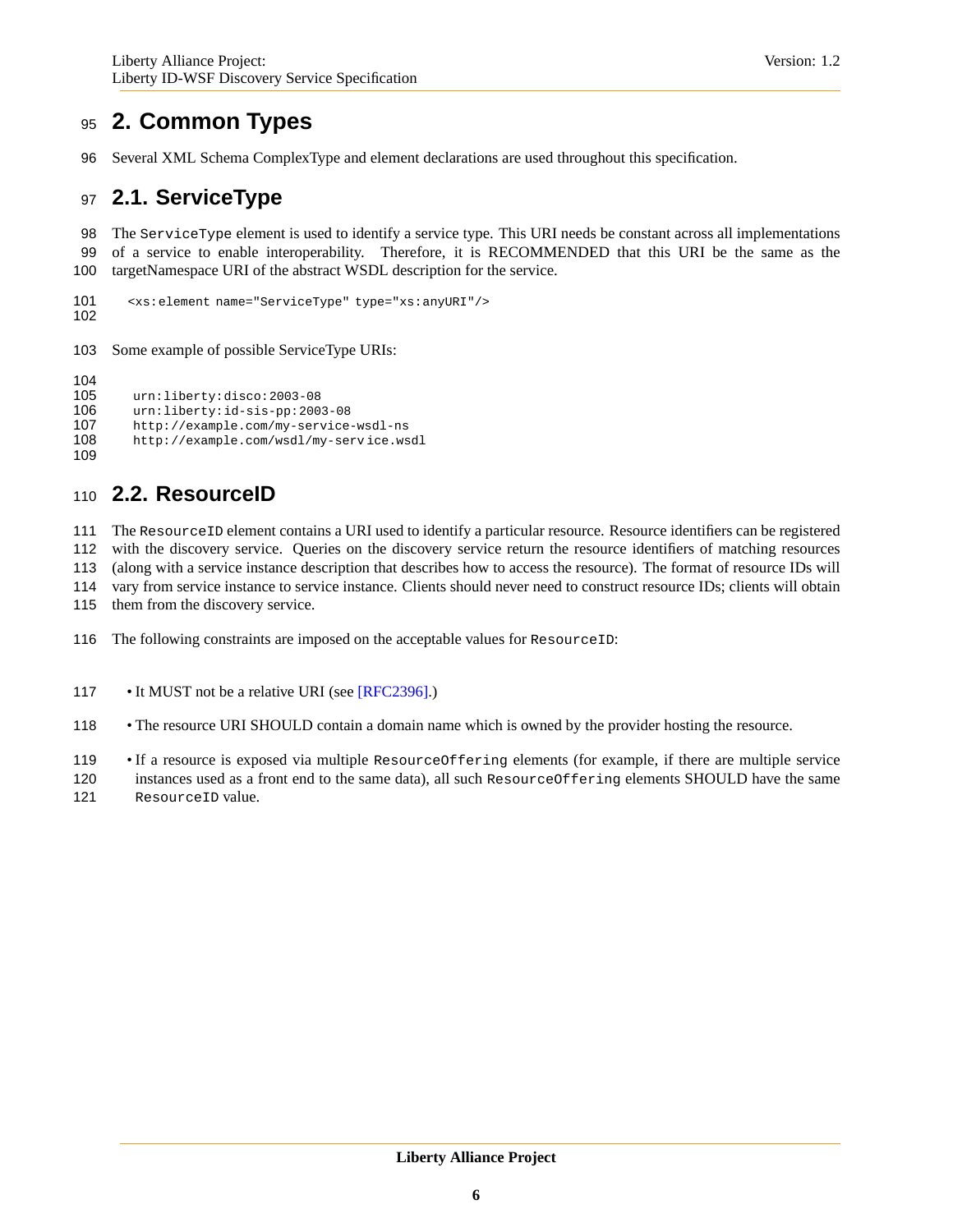# 2. Common Types

Several XML Schema ComplexType and element declarations are used throughout this specification.

## 2.1. ServiceType

The `ServiceType` element is used to identify a service type. This URI needs be constant across all implementations of a service to enable interoperability. Therefore, it is RECOMMENDED that this URI be the same as the targetNamespace URI of the abstract WSDL description for the service.

```
<xs:element name="ServiceType" type="xs:anyURI"/>
```

Some example of possible ServiceType URIs:

```
urn:liberty:disco:2003-08
urn:liberty:id-sis-pp:2003-08
http://example.com/my-service-wsdl-ns
http://example.com/wsdl/my-service.wsdl
```

## 2.2. ResourceID

The `ResourceID` element contains a URI used to identify a particular resource. Resource identifiers can be registered with the discovery service. Queries on the discovery service return the resource identifiers of matching resources (along with a service instance description that describes how to access the resource). The format of resource IDs will vary from service instance to service instance. Clients should never need to construct resource IDs; clients will obtain them from the discovery service.

The following constraints are imposed on the acceptable values for `ResourceID`:

- It MUST not be a relative URI (see [RFC2396].)
- The resource URI SHOULD contain a domain name which is owned by the provider hosting the resource.
- If a resource is exposed via multiple `ResourceOffering` elements (for example, if there are multiple service instances used as a front end to the same data), all such `ResourceOffering` elements SHOULD have the same `ResourceID` value.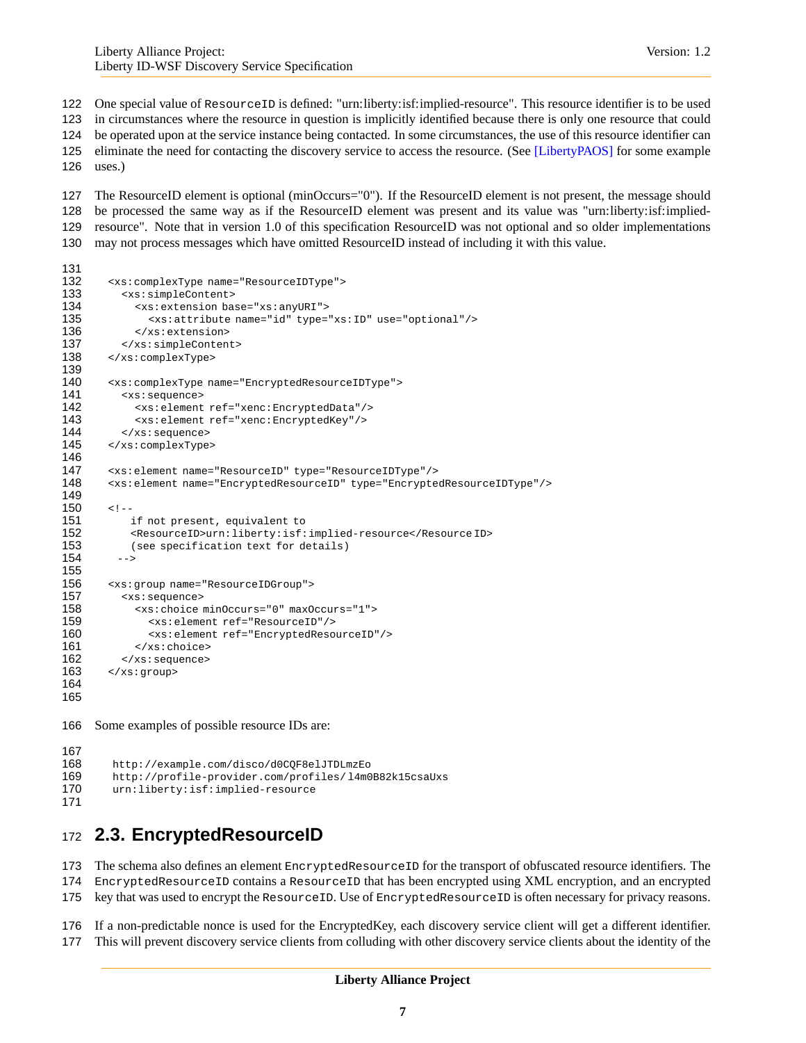One special value of `ResourceID` is defined: "urn:liberty:isf:implied-resource". This resource identifier is to be used in circumstances where the resource in question is implicitly identified because there is only one resource that could be operated upon at the service instance being contacted. In some circumstances, the use of this resource identifier can eliminate the need for contacting the discovery service to access the resource. (See [LibertyPAOS] for some example uses.)

The ResourceID element is optional (minOccurs="0"). If the ResourceID element is not present, the message should be processed the same way as if the ResourceID element was present and its value was "urn:liberty:isf:implied-resource". Note that in version 1.0 of this specification ResourceID was not optional and so older implementations may not process messages which have omitted ResourceID instead of including it with this value.

```
<xs:complexType name="ResourceIDType">
  <xs:simpleContent>
    <xs:extension base="xs:anyURI">
      <xs:attribute name="id" type="xs:ID" use="optional"/>
    </xs:extension>
  </xs:simpleContent>
</xs:complexType>

<xs:complexType name="EncryptedResourceIDType">
  <xs:sequence>
    <xs:element ref="xenc:EncryptedData"/>
    <xs:element ref="xenc:EncryptedKey"/>
  </xs:sequence>
</xs:complexType>

<xs:element name="ResourceID" type="ResourceIDType"/>
<xs:element name="EncryptedResourceID" type="EncryptedResourceIDType"/>

<!--
    if not present, equivalent to
    <ResourceID>urn:liberty:isf:implied-resource</Resource ID>
    (see specification text for details)
  -->

<xs:group name="ResourceIDGroup">
  <xs:sequence>
    <xs:choice minOccurs="0" maxOccurs="1">
      <xs:element ref="ResourceID"/>
      <xs:element ref="EncryptedResourceID"/>
    </xs:choice>
  </xs:sequence>
</xs:group>
```

Some examples of possible resource IDs are:

```
http://example.com/disco/d0CQF8elJTDLmzEo
http://profile-provider.com/profiles/ l4m0B82k15csaUxs
urn:liberty:isf:implied-resource
```

## 2.3. EncryptedResourceID

The schema also defines an element `EncryptedResourceID` for the transport of obfuscated resource identifiers. The `EncryptedResourceID` contains a `ResourceID` that has been encrypted using XML encryption, and an encrypted key that was used to encrypt the `ResourceID`. Use of `EncryptedResourceID` is often necessary for privacy reasons.

If a non-predictable nonce is used for the EncryptedKey, each discovery service client will get a different identifier. This will prevent discovery service clients from colluding with other discovery service clients about the identity of the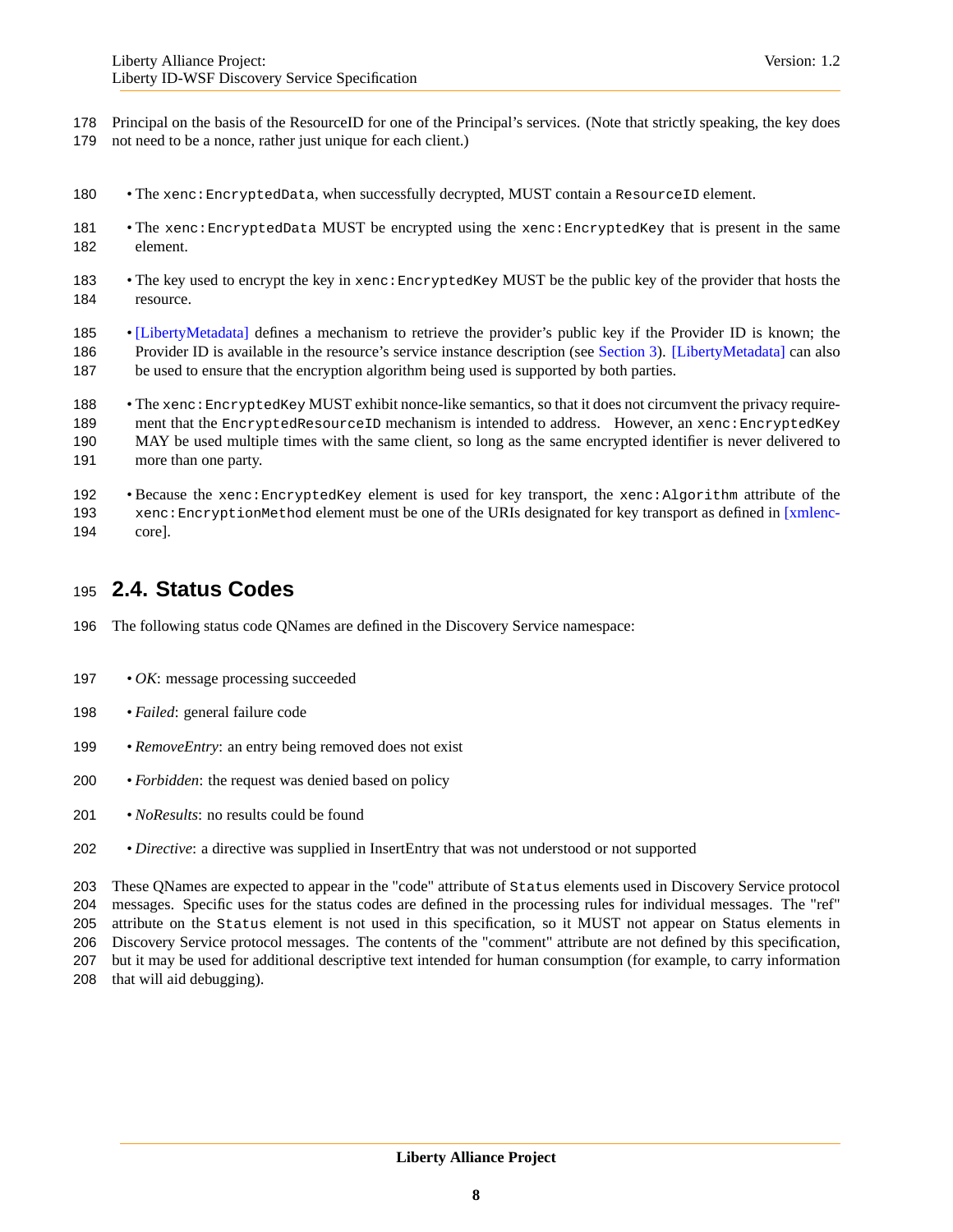Principal on the basis of the ResourceID for one of the Principal's services. (Note that strictly speaking, the key does not need to be a nonce, rather just unique for each client.)

- The `xenc:EncryptedData`, when successfully decrypted, MUST contain a `ResourceID` element.
- The `xenc:EncryptedData` MUST be encrypted using the `xenc:EncryptedKey` that is present in the same element.
- The key used to encrypt the key in `xenc:EncryptedKey` MUST be the public key of the provider that hosts the resource.
- [LibertyMetadata] defines a mechanism to retrieve the provider's public key if the Provider ID is known; the Provider ID is available in the resource's service instance description (see Section 3). [LibertyMetadata] can also be used to ensure that the encryption algorithm being used is supported by both parties.
- The `xenc:EncryptedKey` MUST exhibit nonce-like semantics, so that it does not circumvent the privacy requirement that the `EncryptedResourceID` mechanism is intended to address. However, an `xenc:EncryptedKey` MAY be used multiple times with the same client, so long as the same encrypted identifier is never delivered to more than one party.
- Because the `xenc:EncryptedKey` element is used for key transport, the `xenc:Algorithm` attribute of the `xenc:EncryptionMethod` element must be one of the URIs designated for key transport as defined in [xmlenc-core].

## 2.4. Status Codes

The following status code QNames are defined in the Discovery Service namespace:

- *OK*: message processing succeeded
- *Failed*: general failure code
- *RemoveEntry*: an entry being removed does not exist
- *Forbidden*: the request was denied based on policy
- *NoResults*: no results could be found
- *Directive*: a directive was supplied in InsertEntry that was not understood or not supported

These QNames are expected to appear in the "code" attribute of `Status` elements used in Discovery Service protocol messages. Specific uses for the status codes are defined in the processing rules for individual messages. The "ref" attribute on the `Status` element is not used in this specification, so it MUST not appear on Status elements in Discovery Service protocol messages. The contents of the "comment" attribute are not defined by this specification, but it may be used for additional descriptive text intended for human consumption (for example, to carry information that will aid debugging).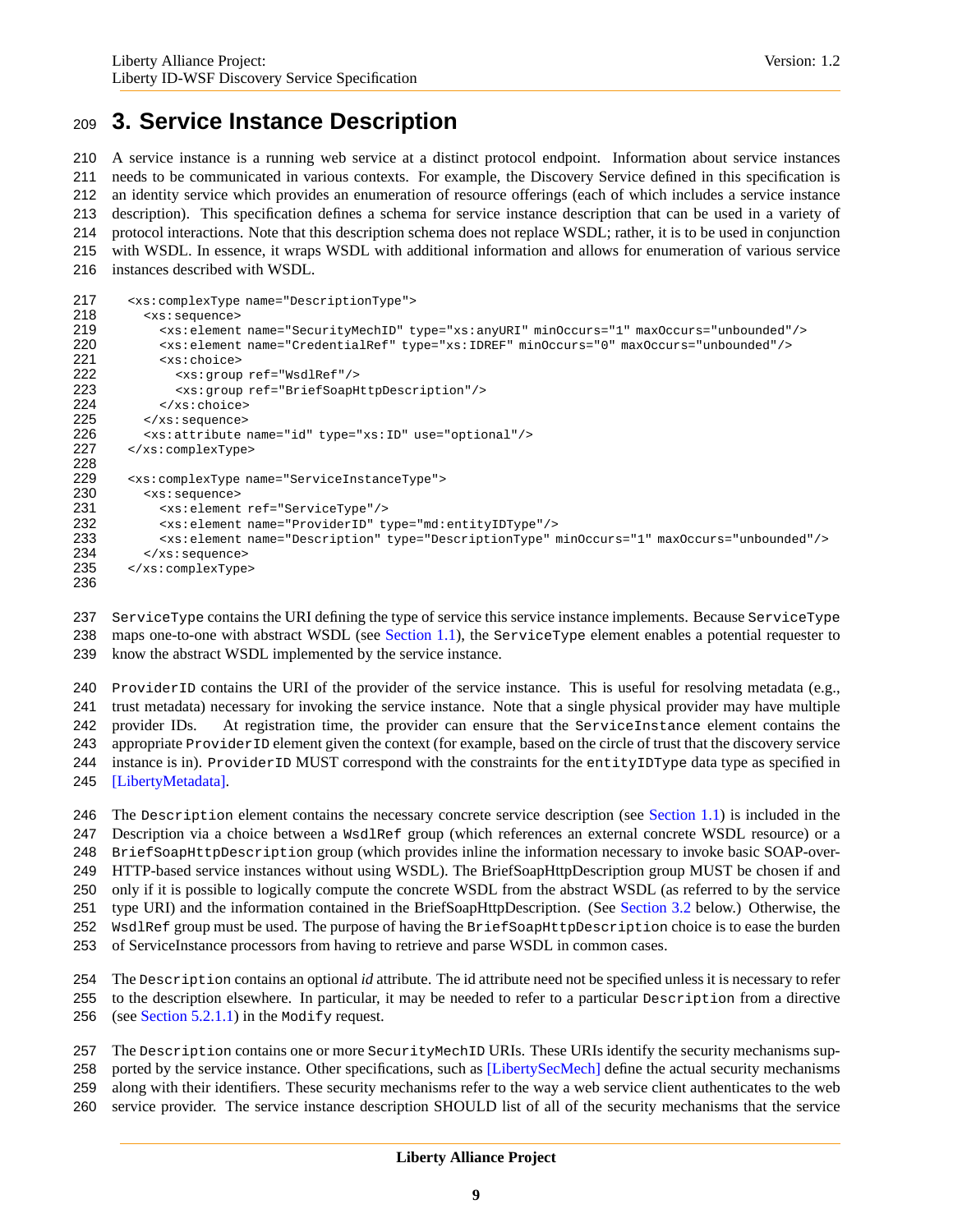# 3. Service Instance Description

A service instance is a running web service at a distinct protocol endpoint. Information about service instances needs to be communicated in various contexts. For example, the Discovery Service defined in this specification is an identity service which provides an enumeration of resource offerings (each of which includes a service instance description). This specification defines a schema for service instance description that can be used in a variety of protocol interactions. Note that this description schema does not replace WSDL; rather, it is to be used in conjunction with WSDL. In essence, it wraps WSDL with additional information and allows for enumeration of various service instances described with WSDL.

```
<xs:complexType name="DescriptionType">
  <xs:sequence>
    <xs:element name="SecurityMechID" type="xs:anyURI" minOccurs="1" maxOccurs="unbounded"/>
    <xs:element name="CredentialRef" type="xs:IDREF" minOccurs="0" maxOccurs="unbounded"/>
    <xs:choice>
      <xs:group ref="WsdlRef"/>
      <xs:group ref="BriefSoapHttpDescription"/>
    </xs:choice>
  </xs:sequence>
  <xs:attribute name="id" type="xs:ID" use="optional"/>
</xs:complexType>

<xs:complexType name="ServiceInstanceType">
  <xs:sequence>
    <xs:element ref="ServiceType"/>
    <xs:element name="ProviderID" type="md:entityIDType"/>
    <xs:element name="Description" type="DescriptionType" minOccurs="1" maxOccurs="unbounded"/>
  </xs:sequence>
</xs:complexType>
```

`ServiceType` contains the URI defining the type of service this service instance implements. Because `ServiceType` maps one-to-one with abstract WSDL (see Section 1.1), the `ServiceType` element enables a potential requester to know the abstract WSDL implemented by the service instance.

`ProviderID` contains the URI of the provider of the service instance. This is useful for resolving metadata (e.g., trust metadata) necessary for invoking the service instance. Note that a single physical provider may have multiple provider IDs. At registration time, the provider can ensure that the `ServiceInstance` element contains the appropriate `ProviderID` element given the context (for example, based on the circle of trust that the discovery service instance is in). `ProviderID` MUST correspond with the constraints for the `entityIDType` data type as specified in [LibertyMetadata].

The `Description` element contains the necessary concrete service description (see Section 1.1) is included in the Description via a choice between a `WsdlRef` group (which references an external concrete WSDL resource) or a `BriefSoapHttpDescription` group (which provides inline the information necessary to invoke basic SOAP-over-HTTP-based service instances without using WSDL). The BriefSoapHttpDescription group MUST be chosen if and only if it is possible to logically compute the concrete WSDL from the abstract WSDL (as referred to by the service type URI) and the information contained in the BriefSoapHttpDescription. (See Section 3.2 below.) Otherwise, the `WsdlRef` group must be used. The purpose of having the `BriefSoapHttpDescription` choice is to ease the burden of ServiceInstance processors from having to retrieve and parse WSDL in common cases.

The `Description` contains an optional *id* attribute. The id attribute need not be specified unless it is necessary to refer to the description elsewhere. In particular, it may be needed to refer to a particular `Description` from a directive (see Section 5.2.1.1) in the `Modify` request.

The `Description` contains one or more `SecurityMechID` URIs. These URIs identify the security mechanisms supported by the service instance. Other specifications, such as [LibertySecMech] define the actual security mechanisms along with their identifiers. These security mechanisms refer to the way a web service client authenticates to the web service provider. The service instance description SHOULD list of all of the security mechanisms that the service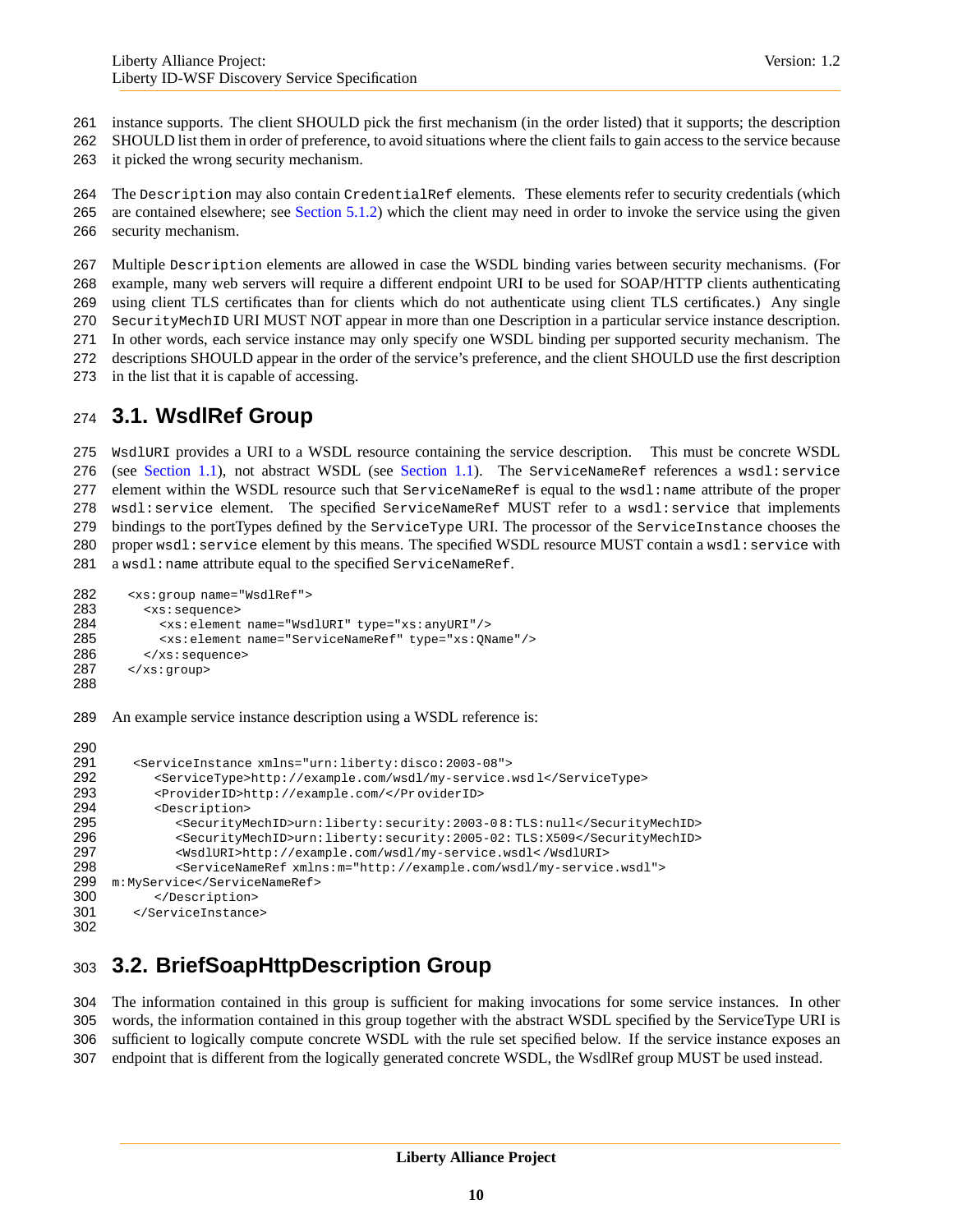instance supports. The client SHOULD pick the first mechanism (in the order listed) that it supports; the description SHOULD list them in order of preference, to avoid situations where the client fails to gain access to the service because it picked the wrong security mechanism.

The `Description` may also contain `CredentialRef` elements. These elements refer to security credentials (which are contained elsewhere; see Section 5.1.2) which the client may need in order to invoke the service using the given security mechanism.

Multiple `Description` elements are allowed in case the WSDL binding varies between security mechanisms. (For example, many web servers will require a different endpoint URI to be used for SOAP/HTTP clients authenticating using client TLS certificates than for clients which do not authenticate using client TLS certificates.) Any single `SecurityMechID` URI MUST NOT appear in more than one Description in a particular service instance description. In other words, each service instance may only specify one WSDL binding per supported security mechanism. The descriptions SHOULD appear in the order of the service's preference, and the client SHOULD use the first description in the list that it is capable of accessing.

## 3.1. WsdlRef Group

`WsdlURI` provides a URI to a WSDL resource containing the service description. This must be concrete WSDL (see Section 1.1), not abstract WSDL (see Section 1.1). The `ServiceNameRef` references a `wsdl:service` element within the WSDL resource such that `ServiceNameRef` is equal to the `wsdl:name` attribute of the proper `wsdl:service` element. The specified `ServiceNameRef` MUST refer to a `wsdl:service` that implements bindings to the portTypes defined by the `ServiceType` URI. The processor of the `ServiceInstance` chooses the proper `wsdl:service` element by this means. The specified WSDL resource MUST contain a `wsdl:service` with a `wsdl:name` attribute equal to the specified `ServiceNameRef`.

```
<xs:group name="WsdlRef">
  <xs:sequence>
    <xs:element name="WsdlURI" type="xs:anyURI"/>
    <xs:element name="ServiceNameRef" type="xs:QName"/>
  </xs:sequence>
</xs:group>
```

An example service instance description using a WSDL reference is:

```
<ServiceInstance xmlns="urn:liberty:disco:2003-08">
   <ServiceType>http://example.com/wsdl/my-service.wsdl</ServiceType>
   <ProviderID>http://example.com/</ProviderID>
   <Description>
      <SecurityMechID>urn:liberty:security:2003-08:TLS:null</SecurityMechID>
      <SecurityMechID>urn:liberty:security:2005-02:TLS:X509</SecurityMechID>
      <WsdlURI>http://example.com/wsdl/my-service.wsdl</WsdlURI>
      <ServiceNameRef xmlns:m="http://example.com/wsdl/my-service.wsdl">
m:MyService</ServiceNameRef>
   </Description>
</ServiceInstance>
```

## 3.2. BriefSoapHttpDescription Group

The information contained in this group is sufficient for making invocations for some service instances. In other words, the information contained in this group together with the abstract WSDL specified by the ServiceType URI is sufficient to logically compute concrete WSDL with the rule set specified below. If the service instance exposes an endpoint that is different from the logically generated concrete WSDL, the WsdlRef group MUST be used instead.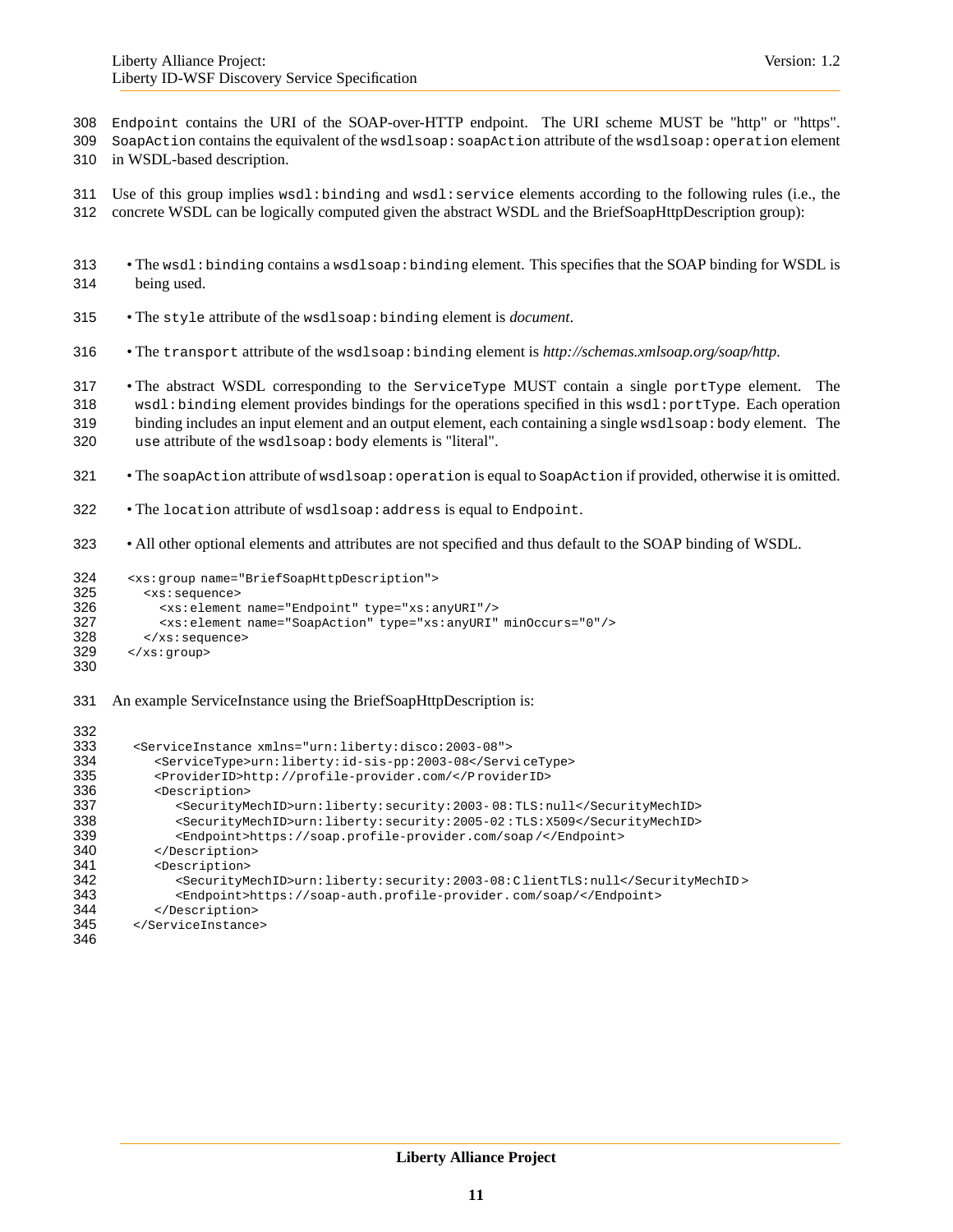`Endpoint` contains the URI of the SOAP-over-HTTP endpoint. The URI scheme MUST be "http" or "https". `SoapAction` contains the equivalent of the `wsdlsoap:soapAction` attribute of the `wsdlsoap:operation` element in WSDL-based description.

Use of this group implies `wsdl:binding` and `wsdl:service` elements according to the following rules (i.e., the concrete WSDL can be logically computed given the abstract WSDL and the BriefSoapHttpDescription group):

- The `wsdl:binding` contains a `wsdlsoap:binding` element. This specifies that the SOAP binding for WSDL is being used.
- The `style` attribute of the `wsdlsoap:binding` element is *document*.
- The `transport` attribute of the `wsdlsoap:binding` element is *http://schemas.xmlsoap.org/soap/http*.
- The abstract WSDL corresponding to the `ServiceType` MUST contain a single `portType` element. The `wsdl:binding` element provides bindings for the operations specified in this `wsdl:portType`. Each operation binding includes an input element and an output element, each containing a single `wsdlsoap:body` element. The `use` attribute of the `wsdlsoap:body` elements is "literal".
- The `soapAction` attribute of `wsdlsoap:operation` is equal to `SoapAction` if provided, otherwise it is omitted.
- The `location` attribute of `wsdlsoap:address` is equal to `Endpoint`.
- All other optional elements and attributes are not specified and thus default to the SOAP binding of WSDL.

```
<xs:group name="BriefSoapHttpDescription">
  <xs:sequence>
    <xs:element name="Endpoint" type="xs:anyURI"/>
    <xs:element name="SoapAction" type="xs:anyURI" minOccurs="0"/>
  </xs:sequence>
</xs:group>
```

An example ServiceInstance using the BriefSoapHttpDescription is:

```
<ServiceInstance xmlns="urn:liberty:disco:2003-08">
   <ServiceType>urn:liberty:id-sis-pp:2003-08</ServiceType>
   <ProviderID>http://profile-provider.com/</ProviderID>
   <Description>
      <SecurityMechID>urn:liberty:security:2003-08:TLS:null</SecurityMechID>
      <SecurityMechID>urn:liberty:security:2005-02:TLS:X509</SecurityMechID>
      <Endpoint>https://soap.profile-provider.com/soap/</Endpoint>
   </Description>
   <Description>
      <SecurityMechID>urn:liberty:security:2003-08:ClientTLS:null</SecurityMechID>
      <Endpoint>https://soap-auth.profile-provider.com/soap/</Endpoint>
   </Description>
</ServiceInstance>
```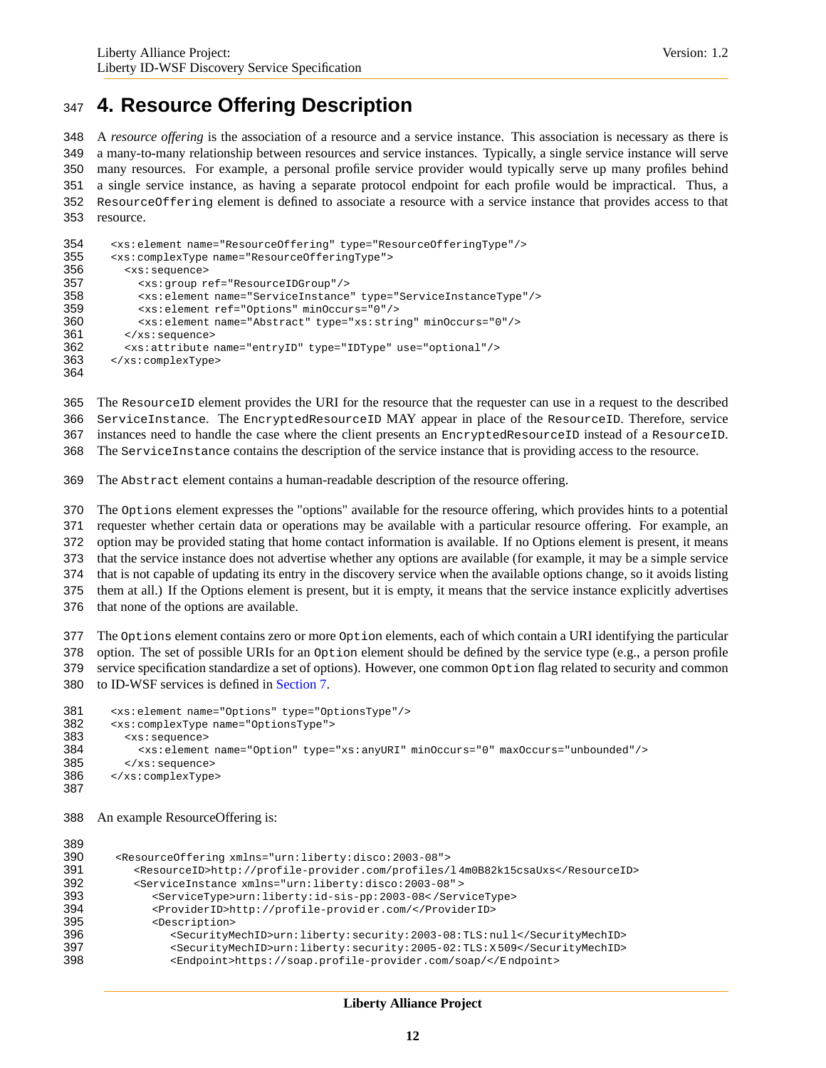# 4. Resource Offering Description

A *resource offering* is the association of a resource and a service instance. This association is necessary as there is a many-to-many relationship between resources and service instances. Typically, a single service instance will serve many resources. For example, a personal profile service provider would typically serve up many profiles behind a single service instance, as having a separate protocol endpoint for each profile would be impractical. Thus, a `ResourceOffering` element is defined to associate a resource with a service instance that provides access to that resource.

```
<xs:element name="ResourceOffering" type="ResourceOfferingType"/>
<xs:complexType name="ResourceOfferingType">
  <xs:sequence>
    <xs:group ref="ResourceIDGroup"/>
    <xs:element name="ServiceInstance" type="ServiceInstanceType"/>
    <xs:element ref="Options" minOccurs="0"/>
    <xs:element name="Abstract" type="xs:string" minOccurs="0"/>
  </xs:sequence>
  <xs:attribute name="entryID" type="IDType" use="optional"/>
</xs:complexType>
```

The `ResourceID` element provides the URI for the resource that the requester can use in a request to the described `ServiceInstance`. The `EncryptedResourceID` MAY appear in place of the `ResourceID`. Therefore, service instances need to handle the case where the client presents an `EncryptedResourceID` instead of a `ResourceID`. The `ServiceInstance` contains the description of the service instance that is providing access to the resource.

The `Abstract` element contains a human-readable description of the resource offering.

The `Options` element expresses the "options" available for the resource offering, which provides hints to a potential requester whether certain data or operations may be available with a particular resource offering. For example, an option may be provided stating that home contact information is available. If no Options element is present, it means that the service instance does not advertise whether any options are available (for example, it may be a simple service that is not capable of updating its entry in the discovery service when the available options change, so it avoids listing them at all.) If the Options element is present, but it is empty, it means that the service instance explicitly advertises that none of the options are available.

The `Options` element contains zero or more `Option` elements, each of which contain a URI identifying the particular option. The set of possible URIs for an `Option` element should be defined by the service type (e.g., a person profile service specification standardize a set of options). However, one common `Option` flag related to security and common to ID-WSF services is defined in Section 7.

```
<xs:element name="Options" type="OptionsType"/>
<xs:complexType name="OptionsType">
  <xs:sequence>
    <xs:element name="Option" type="xs:anyURI" minOccurs="0" maxOccurs="unbounded"/>
  </xs:sequence>
</xs:complexType>
```

An example ResourceOffering is:

```
<ResourceOffering xmlns="urn:liberty:disco:2003-08">
  <ResourceID>http://profile-provider.com/profiles/l4m0B82k15csaUxs</ResourceID>
  <ServiceInstance xmlns="urn:liberty:disco:2003-08">
    <ServiceType>urn:liberty:id-sis-pp:2003-08</ServiceType>
    <ProviderID>http://profile-provider.com/</ProviderID>
    <Description>
      <SecurityMechID>urn:liberty:security:2003-08:TLS:null</SecurityMechID>
      <SecurityMechID>urn:liberty:security:2005-02:TLS:X509</SecurityMechID>
      <Endpoint>https://soap.profile-provider.com/soap/</Endpoint>
```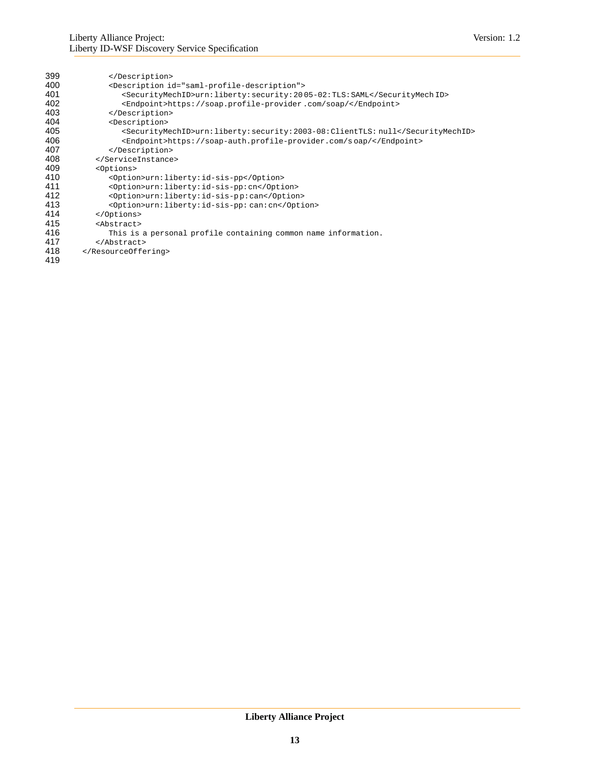```
399          </Description>
400          <Description id="saml-profile-description">
401             <SecurityMechID>urn:liberty:security:2005-02:TLS:SAML</SecurityMechID>
402             <Endpoint>https://soap.profile-provider.com/soap/</Endpoint>
403          </Description>
404          <Description>
405             <SecurityMechID>urn:liberty:security:2003-08:ClientTLS:null</SecurityMechID>
406             <Endpoint>https://soap-auth.profile-provider.com/soap/</Endpoint>
407          </Description>
408       </ServiceInstance>
409       <Options>
410          <Option>urn:liberty:id-sis-pp</Option>
411          <Option>urn:liberty:id-sis-pp:cn</Option>
412          <Option>urn:liberty:id-sis-pp:can</Option>
413          <Option>urn:liberty:id-sis-pp:can:cn</Option>
414       </Options>
415       <Abstract>
416          This is a personal profile containing common name information.
417       </Abstract>
418    </ResourceOffering>
419
```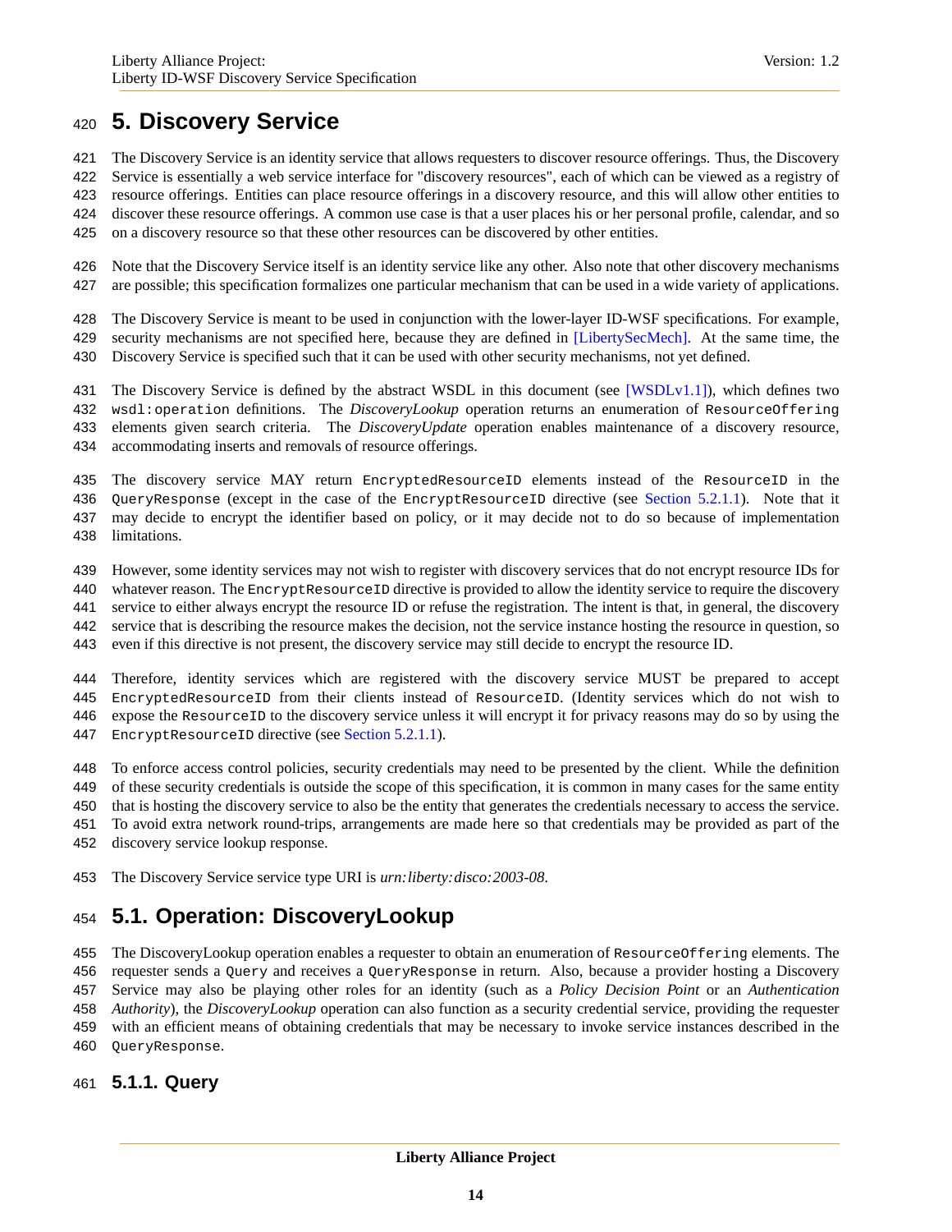# 5. Discovery Service

The Discovery Service is an identity service that allows requesters to discover resource offerings. Thus, the Discovery Service is essentially a web service interface for "discovery resources", each of which can be viewed as a registry of resource offerings. Entities can place resource offerings in a discovery resource, and this will allow other entities to discover these resource offerings. A common use case is that a user places his or her personal profile, calendar, and so on a discovery resource so that these other resources can be discovered by other entities.

Note that the Discovery Service itself is an identity service like any other. Also note that other discovery mechanisms are possible; this specification formalizes one particular mechanism that can be used in a wide variety of applications.

The Discovery Service is meant to be used in conjunction with the lower-layer ID-WSF specifications. For example, security mechanisms are not specified here, because they are defined in [LibertySecMech]. At the same time, the Discovery Service is specified such that it can be used with other security mechanisms, not yet defined.

The Discovery Service is defined by the abstract WSDL in this document (see [WSDLv1.1]), which defines two `wsdl:operation` definitions. The *DiscoveryLookup* operation returns an enumeration of `ResourceOffering` elements given search criteria. The *DiscoveryUpdate* operation enables maintenance of a discovery resource, accommodating inserts and removals of resource offerings.

The discovery service MAY return `EncryptedResourceID` elements instead of the `ResourceID` in the `QueryResponse` (except in the case of the `EncryptResourceID` directive (see Section 5.2.1.1). Note that it may decide to encrypt the identifier based on policy, or it may decide not to do so because of implementation limitations.

However, some identity services may not wish to register with discovery services that do not encrypt resource IDs for whatever reason. The `EncryptResourceID` directive is provided to allow the identity service to require the discovery service to either always encrypt the resource ID or refuse the registration. The intent is that, in general, the discovery service that is describing the resource makes the decision, not the service instance hosting the resource in question, so even if this directive is not present, the discovery service may still decide to encrypt the resource ID.

Therefore, identity services which are registered with the discovery service MUST be prepared to accept `EncryptedResourceID` from their clients instead of `ResourceID`. (Identity services which do not wish to expose the `ResourceID` to the discovery service unless it will encrypt it for privacy reasons may do so by using the `EncryptResourceID` directive (see Section 5.2.1.1).

To enforce access control policies, security credentials may need to be presented by the client. While the definition of these security credentials is outside the scope of this specification, it is common in many cases for the same entity that is hosting the discovery service to also be the entity that generates the credentials necessary to access the service. To avoid extra network round-trips, arrangements are made here so that credentials may be provided as part of the discovery service lookup response.

The Discovery Service service type URI is *urn:liberty:disco:2003-08*.

## 5.1. Operation: DiscoveryLookup

The DiscoveryLookup operation enables a requester to obtain an enumeration of `ResourceOffering` elements. The requester sends a `Query` and receives a `QueryResponse` in return. Also, because a provider hosting a Discovery Service may also be playing other roles for an identity (such as a *Policy Decision Point* or an *Authentication Authority*), the *DiscoveryLookup* operation can also function as a security credential service, providing the requester with an efficient means of obtaining credentials that may be necessary to invoke service instances described in the `QueryResponse`.

### 5.1.1. Query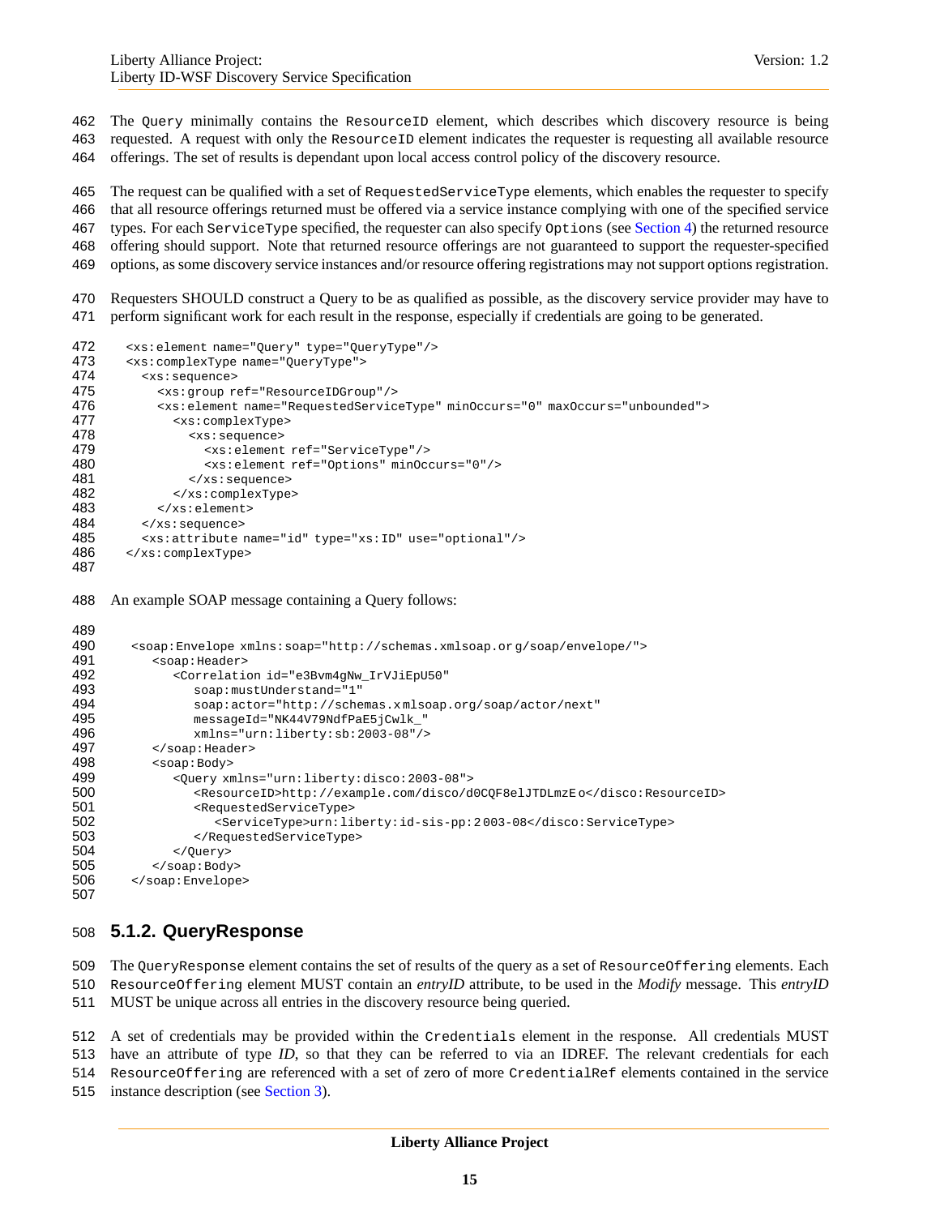The `Query` minimally contains the `ResourceID` element, which describes which discovery resource is being requested. A request with only the `ResourceID` element indicates the requester is requesting all available resource offerings. The set of results is dependant upon local access control policy of the discovery resource.

The request can be qualified with a set of `RequestedServiceType` elements, which enables the requester to specify that all resource offerings returned must be offered via a service instance complying with one of the specified service types. For each `ServiceType` specified, the requester can also specify `Options` (see Section 4) the returned resource offering should support. Note that returned resource offerings are not guaranteed to support the requester-specified options, as some discovery service instances and/or resource offering registrations may not support options registration.

Requesters SHOULD construct a Query to be as qualified as possible, as the discovery service provider may have to perform significant work for each result in the response, especially if credentials are going to be generated.

```
<xs:element name="Query" type="QueryType"/>
<xs:complexType name="QueryType">
  <xs:sequence>
    <xs:group ref="ResourceIDGroup"/>
    <xs:element name="RequestedServiceType" minOccurs="0" maxOccurs="unbounded">
      <xs:complexType>
        <xs:sequence>
          <xs:element ref="ServiceType"/>
          <xs:element ref="Options" minOccurs="0"/>
        </xs:sequence>
      </xs:complexType>
    </xs:element>
  </xs:sequence>
  <xs:attribute name="id" type="xs:ID" use="optional"/>
</xs:complexType>
```

An example SOAP message containing a Query follows:

```
<soap:Envelope xmlns:soap="http://schemas.xmlsoap.org/soap/envelope/">
   <soap:Header>
      <Correlation id="e3Bvm4gNw_IrVJiEpU50"
         soap:mustUnderstand="1"
         soap:actor="http://schemas.xmlsoap.org/soap/actor/next"
         messageId="NK44V79NdfPaE5jCwlk_"
         xmlns="urn:liberty:sb:2003-08"/>
   </soap:Header>
   <soap:Body>
      <Query xmlns="urn:liberty:disco:2003-08">
         <ResourceID>http://example.com/disco/d0CQF8elJTDLmzEo</disco:ResourceID>
         <RequestedServiceType>
            <ServiceType>urn:liberty:id-sis-pp:2003-08</disco:ServiceType>
         </RequestedServiceType>
      </Query>
   </soap:Body>
</soap:Envelope>
```

### 5.1.2. QueryResponse

The `QueryResponse` element contains the set of results of the query as a set of `ResourceOffering` elements. Each `ResourceOffering` element MUST contain an *entryID* attribute, to be used in the *Modify* message. This *entryID* MUST be unique across all entries in the discovery resource being queried.

A set of credentials may be provided within the `Credentials` element in the response. All credentials MUST have an attribute of type *ID*, so that they can be referred to via an IDREF. The relevant credentials for each `ResourceOffering` are referenced with a set of zero of more `CredentialRef` elements contained in the service instance description (see Section 3).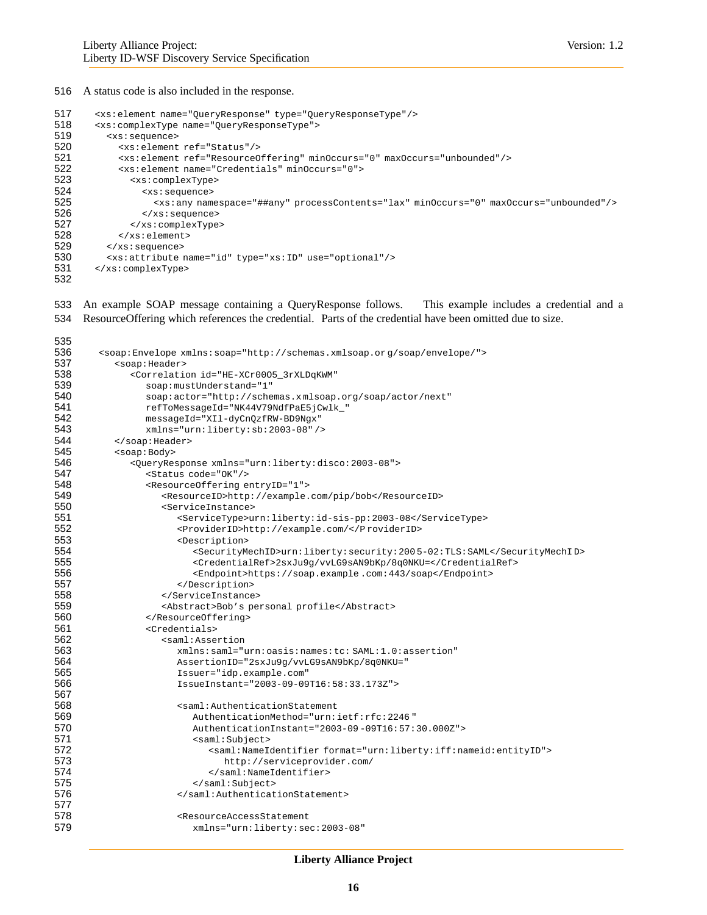516 A status code is also included in the response.

```
517   <xs:element name="QueryResponse" type="QueryResponseType"/>
518   <xs:complexType name="QueryResponseType">
519     <xs:sequence>
520       <xs:element ref="Status"/>
521       <xs:element ref="ResourceOffering" minOccurs="0" maxOccurs="unbounded"/>
522       <xs:element name="Credentials" minOccurs="0">
523         <xs:complexType>
524           <xs:sequence>
525             <xs:any namespace="##any" processContents="lax" minOccurs="0" maxOccurs="unbounded"/>
526           </xs:sequence>
527         </xs:complexType>
528       </xs:element>
529     </xs:sequence>
530     <xs:attribute name="id" type="xs:ID" use="optional"/>
531   </xs:complexType>
532
```

533 An example SOAP message containing a QueryResponse follows. This example includes a credential and a
534 ResourceOffering which references the credential. Parts of the credential have been omitted due to size.

```
535
536    <soap:Envelope xmlns:soap="http://schemas.xmlsoap.org/soap/envelope/">
537       <soap:Header>
538          <Correlation id="HE-XCr00O5_3rXLDqKWM"
539             soap:mustUnderstand="1"
540             soap:actor="http://schemas.xmlsoap.org/soap/actor/next"
541             refToMessageId="NK44V79NdfPaE5jCwlk_"
542             messageId="XIl-dyCnQzfRW-BD9Ngx"
543             xmlns="urn:liberty:sb:2003-08"/>
544       </soap:Header>
545       <soap:Body>
546          <QueryResponse xmlns="urn:liberty:disco:2003-08">
547             <Status code="OK"/>
548             <ResourceOffering entryID="1">
549                <ResourceID>http://example.com/pip/bob</ResourceID>
550                <ServiceInstance>
551                   <ServiceType>urn:liberty:id-sis-pp:2003-08</ServiceType>
552                   <ProviderID>http://example.com/</ProviderID>
553                   <Description>
554                      <SecurityMechID>urn:liberty:security:2005-02:TLS:SAML</SecurityMechID>
555                      <CredentialRef>2sxJu9g/vvLG9sAN9bKp/8q0NKU=</CredentialRef>
556                      <Endpoint>https://soap.example.com:443/soap</Endpoint>
557                   </Description>
558                </ServiceInstance>
559                <Abstract>Bob's personal profile</Abstract>
560             </ResourceOffering>
561             <Credentials>
562                <saml:Assertion
563                   xmlns:saml="urn:oasis:names:tc:SAML:1.0:assertion"
564                   AssertionID="2sxJu9g/vvLG9sAN9bKp/8q0NKU="
565                   Issuer="idp.example.com"
566                   IssueInstant="2003-09-09T16:58:33.173Z">
567
568                   <saml:AuthenticationStatement
569                      AuthenticationMethod="urn:ietf:rfc:2246"
570                      AuthenticationInstant="2003-09-09T16:57:30.000Z">
571                      <saml:Subject>
572                         <saml:NameIdentifier format="urn:liberty:iff:nameid:entityID">
573                            http://serviceprovider.com/
574                         </saml:NameIdentifier>
575                      </saml:Subject>
576                   </saml:AuthenticationStatement>
577
578                   <ResourceAccessStatement
579                      xmlns="urn:liberty:sec:2003-08"
```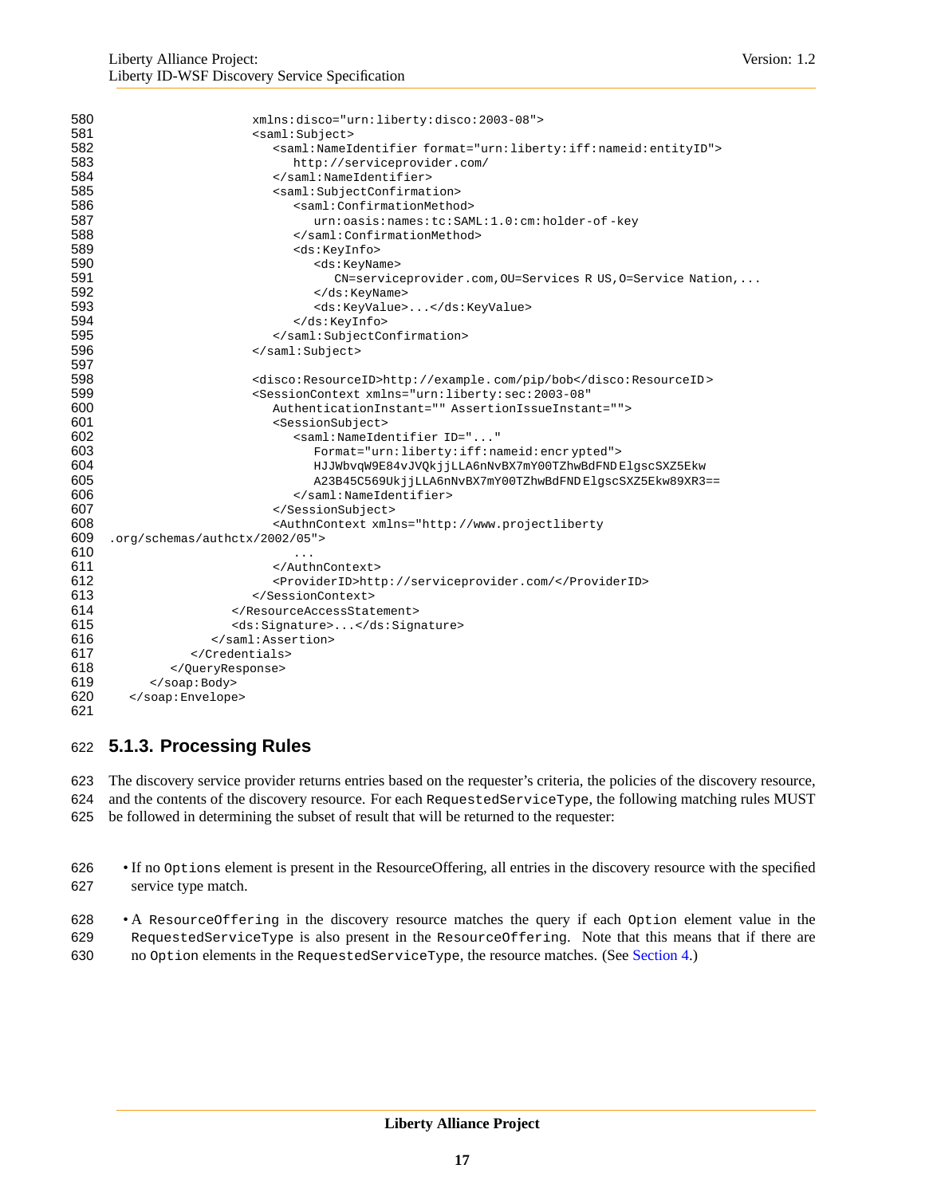```
                    xmlns:disco="urn:liberty:disco:2003-08">
                    <saml:Subject>
                       <saml:NameIdentifier format="urn:liberty:iff:nameid:entityID">
                          http://serviceprovider.com/
                       </saml:NameIdentifier>
                       <saml:SubjectConfirmation>
                          <saml:ConfirmationMethod>
                             urn:oasis:names:tc:SAML:1.0:cm:holder-of-key
                          </saml:ConfirmationMethod>
                          <ds:KeyInfo>
                             <ds:KeyName>
                                CN=serviceprovider.com,OU=Services R US,O=Service Nation,...
                             </ds:KeyName>
                             <ds:KeyValue>...</ds:KeyValue>
                          </ds:KeyInfo>
                       </saml:SubjectConfirmation>
                    </saml:Subject>

                    <disco:ResourceID>http://example.com/pip/bob</disco:ResourceID>
                    <SessionContext xmlns="urn:liberty:sec:2003-08"
                       AuthenticationInstant="" AssertionIssueInstant="">
                       <SessionSubject>
                          <saml:NameIdentifier ID="..."
                             Format="urn:liberty:iff:nameid:encrypted">
                             HJJWbvqW9E84vJVQkjjLLA6nNvBX7mY00TZhwBdFNDElgscSXZ5Ekw
                             A23B45C569UkjjLLA6nNvBX7mY00TZhwBdFNDElgscSXZ5Ekw89XR3==
                          </saml:NameIdentifier>
                       </SessionSubject>
                       <AuthnContext xmlns="http://www.projectliberty
.org/schemas/authctx/2002/05">
                          ...
                       </AuthnContext>
                       <ProviderID>http://serviceprovider.com/</ProviderID>
                    </SessionContext>
                 </ResourceAccessStatement>
                 <ds:Signature>...</ds:Signature>
              </saml:Assertion>
           </Credentials>
        </QueryResponse>
     </soap:Body>
  </soap:Envelope>
```

### 5.1.3. Processing Rules

The discovery service provider returns entries based on the requester's criteria, the policies of the discovery resource, and the contents of the discovery resource. For each `RequestedServiceType`, the following matching rules MUST be followed in determining the subset of result that will be returned to the requester:

- If no `Options` element is present in the ResourceOffering, all entries in the discovery resource with the specified service type match.
- A `ResourceOffering` in the discovery resource matches the query if each `Option` element value in the `RequestedServiceType` is also present in the `ResourceOffering`. Note that this means that if there are no `Option` elements in the `RequestedServiceType`, the resource matches. (See Section 4.)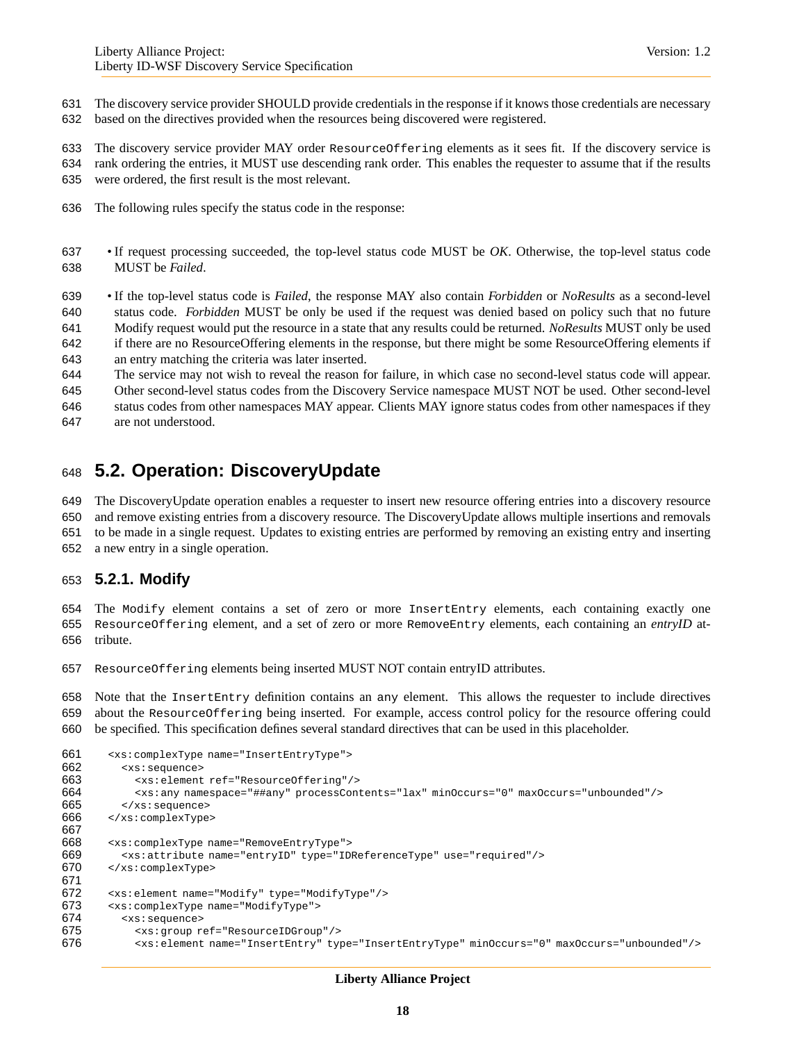The discovery service provider SHOULD provide credentials in the response if it knows those credentials are necessary based on the directives provided when the resources being discovered were registered.

The discovery service provider MAY order `ResourceOffering` elements as it sees fit. If the discovery service is rank ordering the entries, it MUST use descending rank order. This enables the requester to assume that if the results were ordered, the first result is the most relevant.

The following rules specify the status code in the response:

- If request processing succeeded, the top-level status code MUST be *OK*. Otherwise, the top-level status code MUST be *Failed*.
- If the top-level status code is *Failed*, the response MAY also contain *Forbidden* or *NoResults* as a second-level status code. *Forbidden* MUST be only be used if the request was denied based on policy such that no future Modify request would put the resource in a state that any results could be returned. *NoResults* MUST only be used if there are no ResourceOffering elements in the response, but there might be some ResourceOffering elements if an entry matching the criteria was later inserted.
  The service may not wish to reveal the reason for failure, in which case no second-level status code will appear. Other second-level status codes from the Discovery Service namespace MUST NOT be used. Other second-level status codes from other namespaces MAY appear. Clients MAY ignore status codes from other namespaces if they are not understood.

## 5.2. Operation: DiscoveryUpdate

The DiscoveryUpdate operation enables a requester to insert new resource offering entries into a discovery resource and remove existing entries from a discovery resource. The DiscoveryUpdate allows multiple insertions and removals to be made in a single request. Updates to existing entries are performed by removing an existing entry and inserting a new entry in a single operation.

### 5.2.1. Modify

The `Modify` element contains a set of zero or more `InsertEntry` elements, each containing exactly one `ResourceOffering` element, and a set of zero or more `RemoveEntry` elements, each containing an *entryID* attribute.

`ResourceOffering` elements being inserted MUST NOT contain entryID attributes.

Note that the `InsertEntry` definition contains an `any` element. This allows the requester to include directives about the `ResourceOffering` being inserted. For example, access control policy for the resource offering could be specified. This specification defines several standard directives that can be used in this placeholder.

```
<xs:complexType name="InsertEntryType">
  <xs:sequence>
    <xs:element ref="ResourceOffering"/>
    <xs:any namespace="##any" processContents="lax" minOccurs="0" maxOccurs="unbounded"/>
  </xs:sequence>
</xs:complexType>

<xs:complexType name="RemoveEntryType">
  <xs:attribute name="entryID" type="IDReferenceType" use="required"/>
</xs:complexType>

<xs:element name="Modify" type="ModifyType"/>
<xs:complexType name="ModifyType">
  <xs:sequence>
    <xs:group ref="ResourceIDGroup"/>
    <xs:element name="InsertEntry" type="InsertEntryType" minOccurs="0" maxOccurs="unbounded"/>
```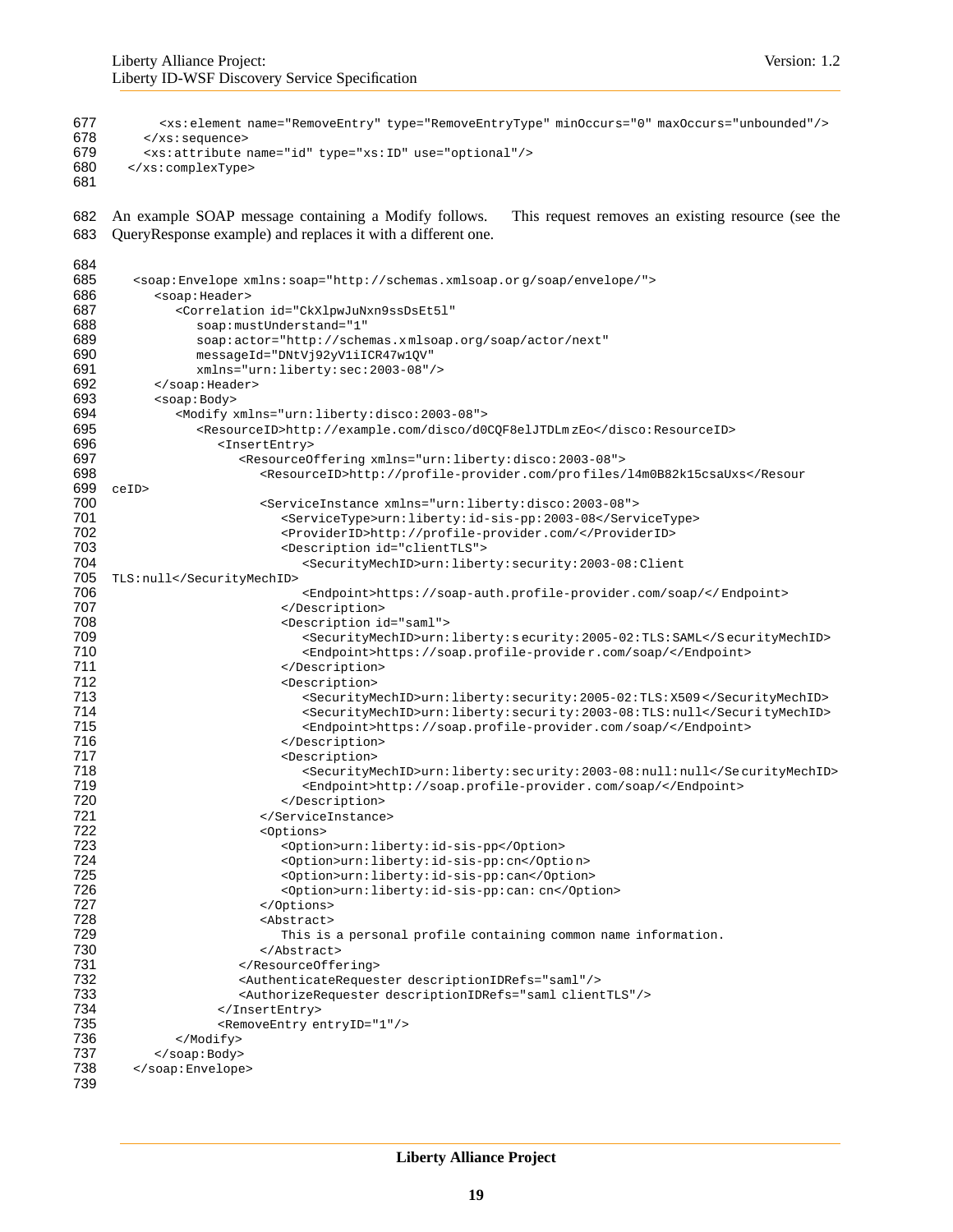```
        <xs:element name="RemoveEntry" type="RemoveEntryType" minOccurs="0" maxOccurs="unbounded"/>
      </xs:sequence>
      <xs:attribute name="id" type="xs:ID" use="optional"/>
    </xs:complexType>
```

An example SOAP message containing a Modify follows. This request removes an existing resource (see the QueryResponse example) and replaces it with a different one.

```
    <soap:Envelope xmlns:soap="http://schemas.xmlsoap.org/soap/envelope/">
       <soap:Header>
          <Correlation id="CkXlpwJuNxn9ssDsEt5l"
             soap:mustUnderstand="1"
             soap:actor="http://schemas.xmlsoap.org/soap/actor/next"
             messageId="DNtVj92yV1iICR47w1QV"
             xmlns="urn:liberty:sec:2003-08"/>
       </soap:Header>
       <soap:Body>
          <Modify xmlns="urn:liberty:disco:2003-08">
             <ResourceID>http://example.com/disco/d0CQF8elJTDLmzEo</disco:ResourceID>
                <InsertEntry>
                   <ResourceOffering xmlns="urn:liberty:disco:2003-08">
                      <ResourceID>http://profile-provider.com/profiles/l4m0B82k15csaUxs</Resour
ceID>
                      <ServiceInstance xmlns="urn:liberty:disco:2003-08">
                         <ServiceType>urn:liberty:id-sis-pp:2003-08</ServiceType>
                         <ProviderID>http://profile-provider.com/</ProviderID>
                         <Description id="clientTLS">
                            <SecurityMechID>urn:liberty:security:2003-08:Client
TLS:null</SecurityMechID>
                            <Endpoint>https://soap-auth.profile-provider.com/soap/</Endpoint>
                         </Description>
                         <Description id="saml">
                            <SecurityMechID>urn:liberty:security:2005-02:TLS:SAML</SecurityMechID>
                            <Endpoint>https://soap.profile-provider.com/soap/</Endpoint>
                         </Description>
                         <Description>
                            <SecurityMechID>urn:liberty:security:2005-02:TLS:X509</SecurityMechID>
                            <SecurityMechID>urn:liberty:security:2003-08:TLS:null</SecurityMechID>
                            <Endpoint>https://soap.profile-provider.com/soap/</Endpoint>
                         </Description>
                         <Description>
                            <SecurityMechID>urn:liberty:security:2003-08:null:null</SecurityMechID>
                            <Endpoint>http://soap.profile-provider.com/soap/</Endpoint>
                         </Description>
                      </ServiceInstance>
                      <Options>
                         <Option>urn:liberty:id-sis-pp</Option>
                         <Option>urn:liberty:id-sis-pp:cn</Option>
                         <Option>urn:liberty:id-sis-pp:can</Option>
                         <Option>urn:liberty:id-sis-pp:can:cn</Option>
                      </Options>
                      <Abstract>
                         This is a personal profile containing common name information.
                      </Abstract>
                   </ResourceOffering>
                   <AuthenticateRequester descriptionIDRefs="saml"/>
                   <AuthorizeRequester descriptionIDRefs="saml clientTLS"/>
                </InsertEntry>
                <RemoveEntry entryID="1"/>
          </Modify>
       </soap:Body>
    </soap:Envelope>
```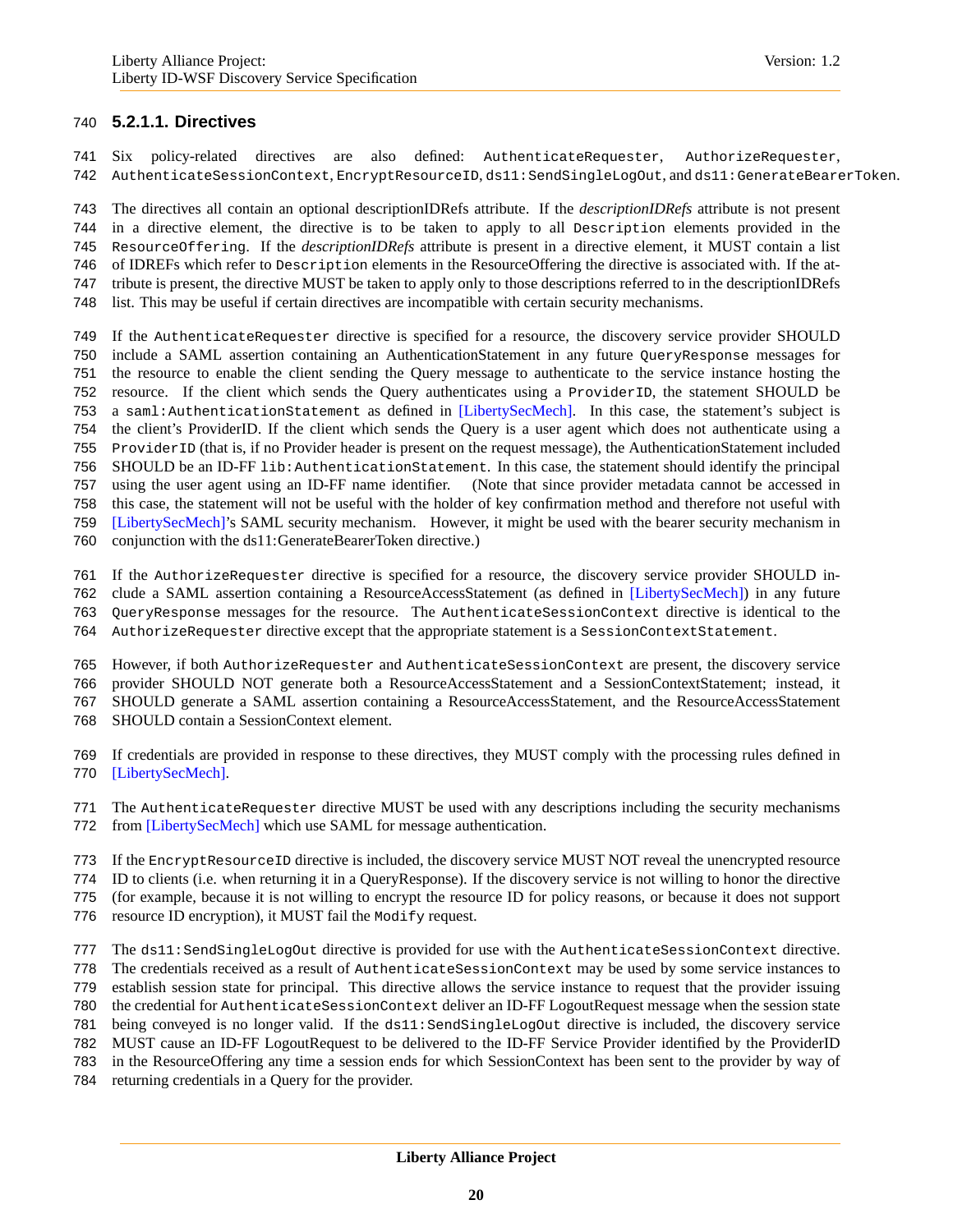#### 5.2.1.1. Directives

Six policy-related directives are also defined: `AuthenticateRequester`, `AuthorizeRequester`, `AuthenticateSessionContext`, `EncryptResourceID`, `ds11:SendSingleLogOut`, and `ds11:GenerateBearerToken`.

The directives all contain an optional descriptionIDRefs attribute. If the *descriptionIDRefs* attribute is not present in a directive element, the directive is to be taken to apply to all `Description` elements provided in the `ResourceOffering`. If the *descriptionIDRefs* attribute is present in a directive element, it MUST contain a list of IDREFs which refer to `Description` elements in the ResourceOffering the directive is associated with. If the attribute is present, the directive MUST be taken to apply only to those descriptions referred to in the descriptionIDRefs list. This may be useful if certain directives are incompatible with certain security mechanisms.

If the `AuthenticateRequester` directive is specified for a resource, the discovery service provider SHOULD include a SAML assertion containing an AuthenticationStatement in any future `QueryResponse` messages for the resource to enable the client sending the Query message to authenticate to the service instance hosting the resource. If the client which sends the Query authenticates using a `ProviderID`, the statement SHOULD be a `saml:AuthenticationStatement` as defined in [LibertySecMech]. In this case, the statement's subject is the client's ProviderID. If the client which sends the Query is a user agent which does not authenticate using a `ProviderID` (that is, if no Provider header is present on the request message), the AuthenticationStatement included SHOULD be an ID-FF `lib:AuthenticationStatement`. In this case, the statement should identify the principal using the user agent using an ID-FF name identifier. (Note that since provider metadata cannot be accessed in this case, the statement will not be useful with the holder of key confirmation method and therefore not useful with [LibertySecMech]'s SAML security mechanism. However, it might be used with the bearer security mechanism in conjunction with the ds11:GenerateBearerToken directive.)

If the `AuthorizeRequester` directive is specified for a resource, the discovery service provider SHOULD include a SAML assertion containing a ResourceAccessStatement (as defined in [LibertySecMech]) in any future `QueryResponse` messages for the resource. The `AuthenticateSessionContext` directive is identical to the `AuthorizeRequester` directive except that the appropriate statement is a `SessionContextStatement`.

However, if both `AuthorizeRequester` and `AuthenticateSessionContext` are present, the discovery service provider SHOULD NOT generate both a ResourceAccessStatement and a SessionContextStatement; instead, it SHOULD generate a SAML assertion containing a ResourceAccessStatement, and the ResourceAccessStatement SHOULD contain a SessionContext element.

If credentials are provided in response to these directives, they MUST comply with the processing rules defined in [LibertySecMech].

The `AuthenticateRequester` directive MUST be used with any descriptions including the security mechanisms from [LibertySecMech] which use SAML for message authentication.

If the `EncryptResourceID` directive is included, the discovery service MUST NOT reveal the unencrypted resource ID to clients (i.e. when returning it in a QueryResponse). If the discovery service is not willing to honor the directive (for example, because it is not willing to encrypt the resource ID for policy reasons, or because it does not support resource ID encryption), it MUST fail the `Modify` request.

The `ds11:SendSingleLogOut` directive is provided for use with the `AuthenticateSessionContext` directive. The credentials received as a result of `AuthenticateSessionContext` may be used by some service instances to establish session state for principal. This directive allows the service instance to request that the provider issuing the credential for `AuthenticateSessionContext` deliver an ID-FF LogoutRequest message when the session state being conveyed is no longer valid. If the `ds11:SendSingleLogOut` directive is included, the discovery service MUST cause an ID-FF LogoutRequest to be delivered to the ID-FF Service Provider identified by the ProviderID in the ResourceOffering any time a session ends for which SessionContext has been sent to the provider by way of returning credentials in a Query for the provider.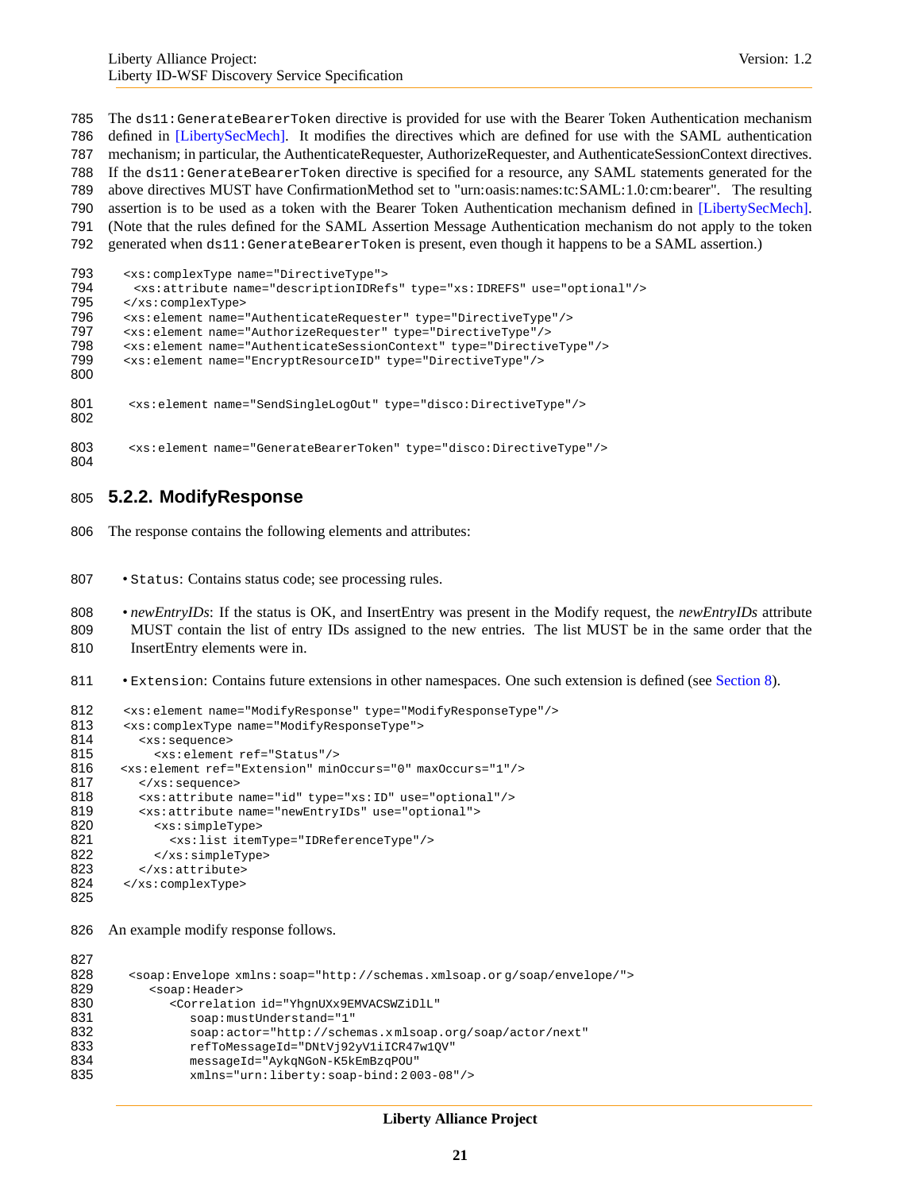The `ds11:GenerateBearerToken` directive is provided for use with the Bearer Token Authentication mechanism defined in [LibertySecMech]. It modifies the directives which are defined for use with the SAML authentication mechanism; in particular, the AuthenticateRequester, AuthorizeRequester, and AuthenticateSessionContext directives. If the `ds11:GenerateBearerToken` directive is specified for a resource, any SAML statements generated for the above directives MUST have ConfirmationMethod set to "urn:oasis:names:tc:SAML:1.0:cm:bearer". The resulting assertion is to be used as a token with the Bearer Token Authentication mechanism defined in [LibertySecMech]. (Note that the rules defined for the SAML Assertion Message Authentication mechanism do not apply to the token generated when `ds11:GenerateBearerToken` is present, even though it happens to be a SAML assertion.)

```
<xs:complexType name="DirectiveType">
  <xs:attribute name="descriptionIDRefs" type="xs:IDREFS" use="optional"/>
</xs:complexType>
<xs:element name="AuthenticateRequester" type="DirectiveType"/>
<xs:element name="AuthorizeRequester" type="DirectiveType"/>
<xs:element name="AuthenticateSessionContext" type="DirectiveType"/>
<xs:element name="EncryptResourceID" type="DirectiveType"/>

 <xs:element name="SendSingleLogOut" type="disco:DirectiveType"/>

 <xs:element name="GenerateBearerToken" type="disco:DirectiveType"/>
```

## 5.2.2. ModifyResponse

The response contains the following elements and attributes:

- `Status`: Contains status code; see processing rules.
- *newEntryIDs*: If the status is OK, and InsertEntry was present in the Modify request, the *newEntryIDs* attribute MUST contain the list of entry IDs assigned to the new entries. The list MUST be in the same order that the InsertEntry elements were in.
- `Extension`: Contains future extensions in other namespaces. One such extension is defined (see Section 8).

```
<xs:element name="ModifyResponse" type="ModifyResponseType"/>
<xs:complexType name="ModifyResponseType">
  <xs:sequence>
    <xs:element ref="Status"/>
<xs:element ref="Extension" minOccurs="0" maxOccurs="1"/>
  </xs:sequence>
  <xs:attribute name="id" type="xs:ID" use="optional"/>
  <xs:attribute name="newEntryIDs" use="optional">
    <xs:simpleType>
      <xs:list itemType="IDReferenceType"/>
    </xs:simpleType>
  </xs:attribute>
</xs:complexType>
```

An example modify response follows.

```
 <soap:Envelope xmlns:soap="http://schemas.xmlsoap.org/soap/envelope/">
    <soap:Header>
       <Correlation id="YhgnUXx9EMVACSWZiDlL"
          soap:mustUnderstand="1"
          soap:actor="http://schemas.xmlsoap.org/soap/actor/next"
          refToMessageId="DNtVj92yV1iICR47w1QV"
          messageId="AykqNGoN-K5kEmBzqPOU"
          xmlns="urn:liberty:soap-bind:2003-08"/>
```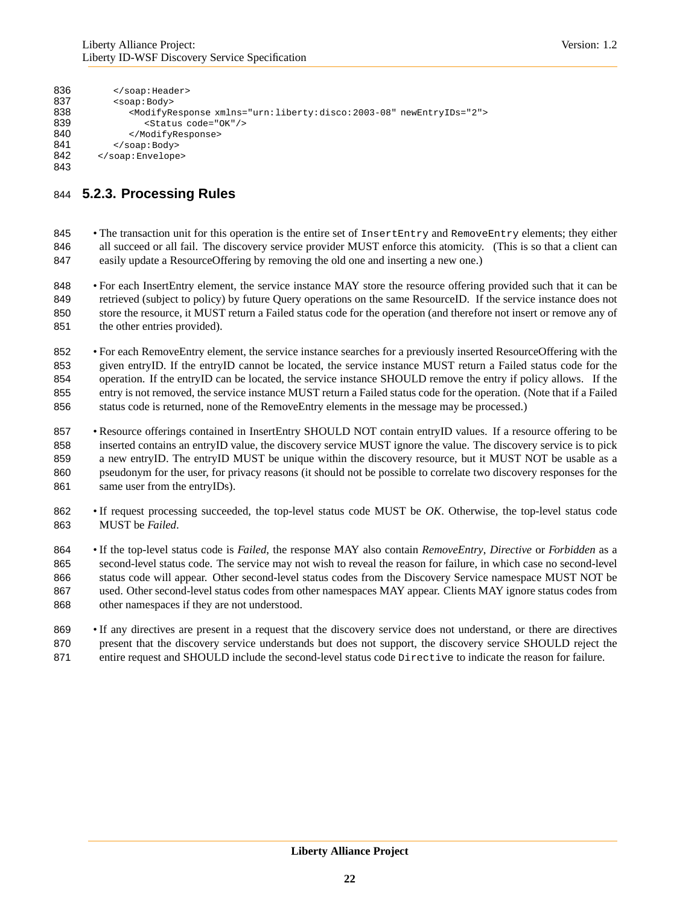```
      </soap:Header>
      <soap:Body>
         <ModifyResponse xmlns="urn:liberty:disco:2003-08" newEntryIDs="2">
            <Status code="OK"/>
         </ModifyResponse>
      </soap:Body>
   </soap:Envelope>
```

### 5.2.3. Processing Rules

- The transaction unit for this operation is the entire set of `InsertEntry` and `RemoveEntry` elements; they either all succeed or all fail. The discovery service provider MUST enforce this atomicity. (This is so that a client can easily update a ResourceOffering by removing the old one and inserting a new one.)
- For each InsertEntry element, the service instance MAY store the resource offering provided such that it can be retrieved (subject to policy) by future Query operations on the same ResourceID. If the service instance does not store the resource, it MUST return a Failed status code for the operation (and therefore not insert or remove any of the other entries provided).
- For each RemoveEntry element, the service instance searches for a previously inserted ResourceOffering with the given entryID. If the entryID cannot be located, the service instance MUST return a Failed status code for the operation. If the entryID can be located, the service instance SHOULD remove the entry if policy allows. If the entry is not removed, the service instance MUST return a Failed status code for the operation. (Note that if a Failed status code is returned, none of the RemoveEntry elements in the message may be processed.)
- Resource offerings contained in InsertEntry SHOULD NOT contain entryID values. If a resource offering to be inserted contains an entryID value, the discovery service MUST ignore the value. The discovery service is to pick a new entryID. The entryID MUST be unique within the discovery resource, but it MUST NOT be usable as a pseudonym for the user, for privacy reasons (it should not be possible to correlate two discovery responses for the same user from the entryIDs).
- If request processing succeeded, the top-level status code MUST be *OK*. Otherwise, the top-level status code MUST be *Failed*.
- If the top-level status code is *Failed*, the response MAY also contain *RemoveEntry*, *Directive* or *Forbidden* as a second-level status code. The service may not wish to reveal the reason for failure, in which case no second-level status code will appear. Other second-level status codes from the Discovery Service namespace MUST NOT be used. Other second-level status codes from other namespaces MAY appear. Clients MAY ignore status codes from other namespaces if they are not understood.
- If any directives are present in a request that the discovery service does not understand, or there are directives present that the discovery service understands but does not support, the discovery service SHOULD reject the entire request and SHOULD include the second-level status code `Directive` to indicate the reason for failure.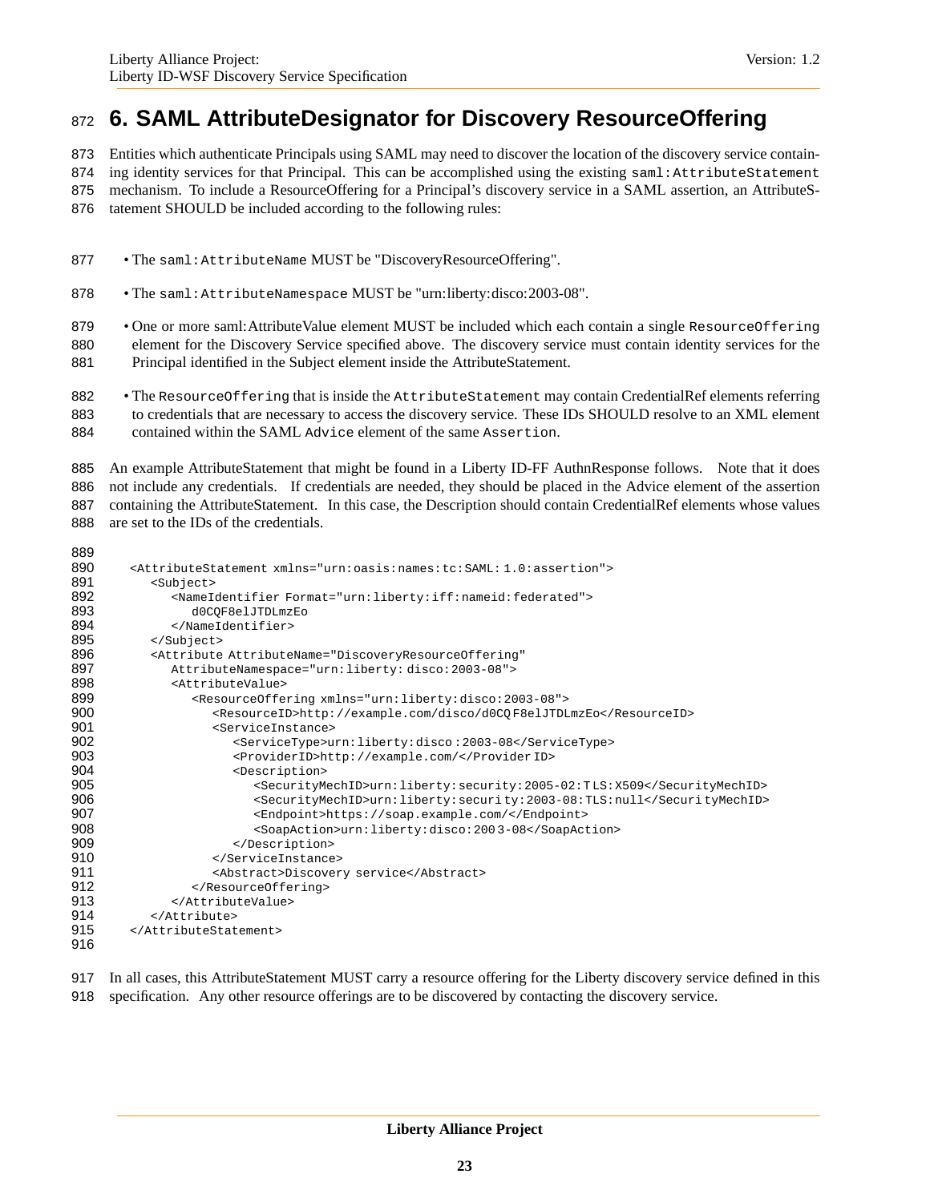# 6. SAML AttributeDesignator for Discovery ResourceOffering

Entities which authenticate Principals using SAML may need to discover the location of the discovery service containing identity services for that Principal. This can be accomplished using the existing `saml:AttributeStatement` mechanism. To include a ResourceOffering for a Principal's discovery service in a SAML assertion, an AttributeStatement SHOULD be included according to the following rules:

- The `saml:AttributeName` MUST be "DiscoveryResourceOffering".
- The `saml:AttributeNamespace` MUST be "urn:liberty:disco:2003-08".
- One or more saml:AttributeValue element MUST be included which each contain a single `ResourceOffering` element for the Discovery Service specified above. The discovery service must contain identity services for the Principal identified in the Subject element inside the AttributeStatement.
- The `ResourceOffering` that is inside the `AttributeStatement` may contain CredentialRef elements referring to credentials that are necessary to access the discovery service. These IDs SHOULD resolve to an XML element contained within the SAML `Advice` element of the same `Assertion`.

An example AttributeStatement that might be found in a Liberty ID-FF AuthnResponse follows. Note that it does not include any credentials. If credentials are needed, they should be placed in the Advice element of the assertion containing the AttributeStatement. In this case, the Description should contain CredentialRef elements whose values are set to the IDs of the credentials.

```
<AttributeStatement xmlns="urn:oasis:names:tc:SAML:1.0:assertion">
   <Subject>
      <NameIdentifier Format="urn:liberty:iff:nameid:federated">
         d0CQF8elJTDLmzEo
      </NameIdentifier>
   </Subject>
   <Attribute AttributeName="DiscoveryResourceOffering"
      AttributeNamespace="urn:liberty:disco:2003-08">
      <AttributeValue>
         <ResourceOffering xmlns="urn:liberty:disco:2003-08">
            <ResourceID>http://example.com/disco/d0CQF8elJTDLmzEo</ResourceID>
            <ServiceInstance>
               <ServiceType>urn:liberty:disco:2003-08</ServiceType>
               <ProviderID>http://example.com/</ProviderID>
               <Description>
                  <SecurityMechID>urn:liberty:security:2005-02:TLS:X509</SecurityMechID>
                  <SecurityMechID>urn:liberty:security:2003-08:TLS:null</SecurityMechID>
                  <Endpoint>https://soap.example.com/</Endpoint>
                  <SoapAction>urn:liberty:disco:2003-08</SoapAction>
               </Description>
            </ServiceInstance>
            <Abstract>Discovery service</Abstract>
         </ResourceOffering>
      </AttributeValue>
   </Attribute>
</AttributeStatement>
```

In all cases, this AttributeStatement MUST carry a resource offering for the Liberty discovery service defined in this specification. Any other resource offerings are to be discovered by contacting the discovery service.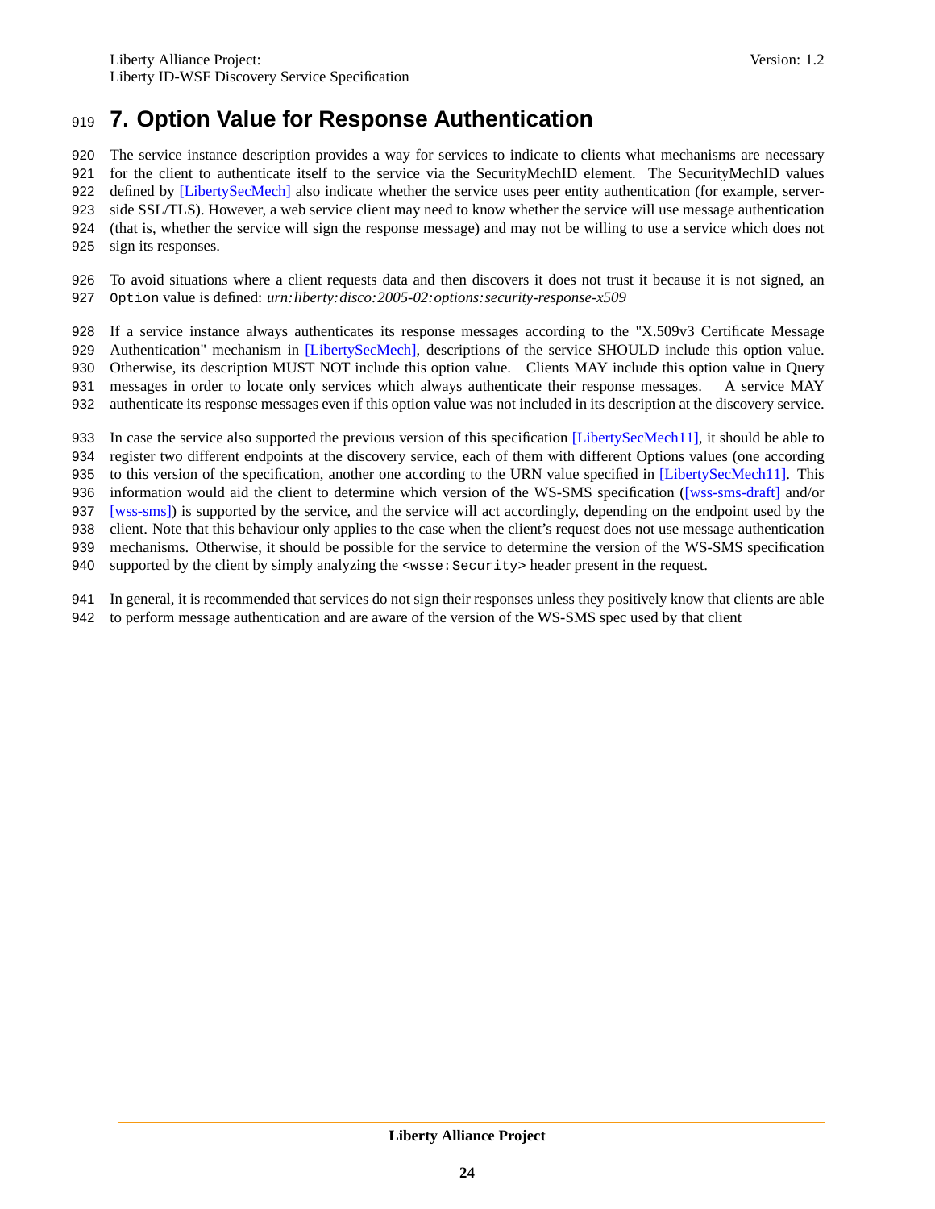# 7. Option Value for Response Authentication

The service instance description provides a way for services to indicate to clients what mechanisms are necessary for the client to authenticate itself to the service via the SecurityMechID element. The SecurityMechID values defined by [LibertySecMech] also indicate whether the service uses peer entity authentication (for example, server-side SSL/TLS). However, a web service client may need to know whether the service will use message authentication (that is, whether the service will sign the response message) and may not be willing to use a service which does not sign its responses.

To avoid situations where a client requests data and then discovers it does not trust it because it is not signed, an `Option` value is defined: *urn:liberty:disco:2005-02:options:security-response-x509*

If a service instance always authenticates its response messages according to the "X.509v3 Certificate Message Authentication" mechanism in [LibertySecMech], descriptions of the service SHOULD include this option value. Otherwise, its description MUST NOT include this option value. Clients MAY include this option value in Query messages in order to locate only services which always authenticate their response messages. A service MAY authenticate its response messages even if this option value was not included in its description at the discovery service.

In case the service also supported the previous version of this specification [LibertySecMech11], it should be able to register two different endpoints at the discovery service, each of them with different Options values (one according to this version of the specification, another one according to the URN value specified in [LibertySecMech11]. This information would aid the client to determine which version of the WS-SMS specification ([wss-sms-draft] and/or [wss-sms]) is supported by the service, and the service will act accordingly, depending on the endpoint used by the client. Note that this behaviour only applies to the case when the client's request does not use message authentication mechanisms. Otherwise, it should be possible for the service to determine the version of the WS-SMS specification supported by the client by simply analyzing the `<wsse:Security>` header present in the request.

In general, it is recommended that services do not sign their responses unless they positively know that clients are able to perform message authentication and are aware of the version of the WS-SMS spec used by that client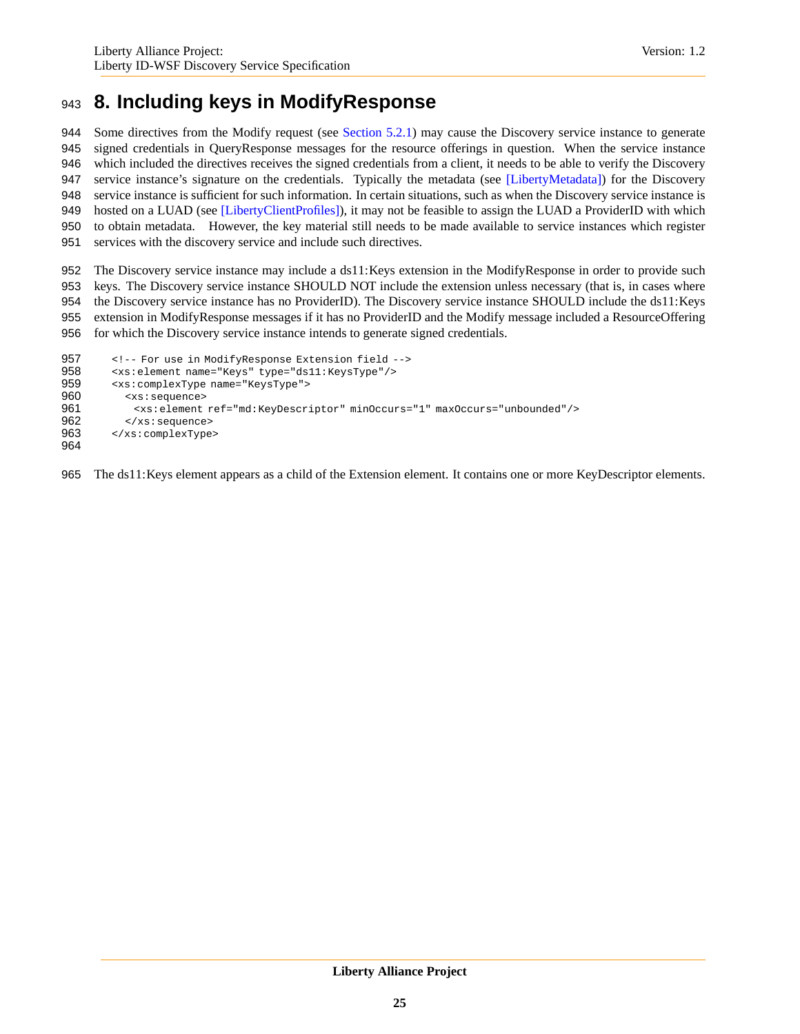# 8. Including keys in ModifyResponse

Some directives from the Modify request (see Section 5.2.1) may cause the Discovery service instance to generate signed credentials in QueryResponse messages for the resource offerings in question. When the service instance which included the directives receives the signed credentials from a client, it needs to be able to verify the Discovery service instance's signature on the credentials. Typically the metadata (see [LibertyMetadata]) for the Discovery service instance is sufficient for such information. In certain situations, such as when the Discovery service instance is hosted on a LUAD (see [LibertyClientProfiles]), it may not be feasible to assign the LUAD a ProviderID with which to obtain metadata. However, the key material still needs to be made available to service instances which register services with the discovery service and include such directives.

The Discovery service instance may include a ds11:Keys extension in the ModifyResponse in order to provide such keys. The Discovery service instance SHOULD NOT include the extension unless necessary (that is, in cases where the Discovery service instance has no ProviderID). The Discovery service instance SHOULD include the ds11:Keys extension in ModifyResponse messages if it has no ProviderID and the Modify message included a ResourceOffering for which the Discovery service instance intends to generate signed credentials.

```
<!-- For use in ModifyResponse Extension field -->
<xs:element name="Keys" type="ds11:KeysType"/>
<xs:complexType name="KeysType">
  <xs:sequence>
   <xs:element ref="md:KeyDescriptor" minOccurs="1" maxOccurs="unbounded"/>
  </xs:sequence>
</xs:complexType>
```

The ds11:Keys element appears as a child of the Extension element. It contains one or more KeyDescriptor elements.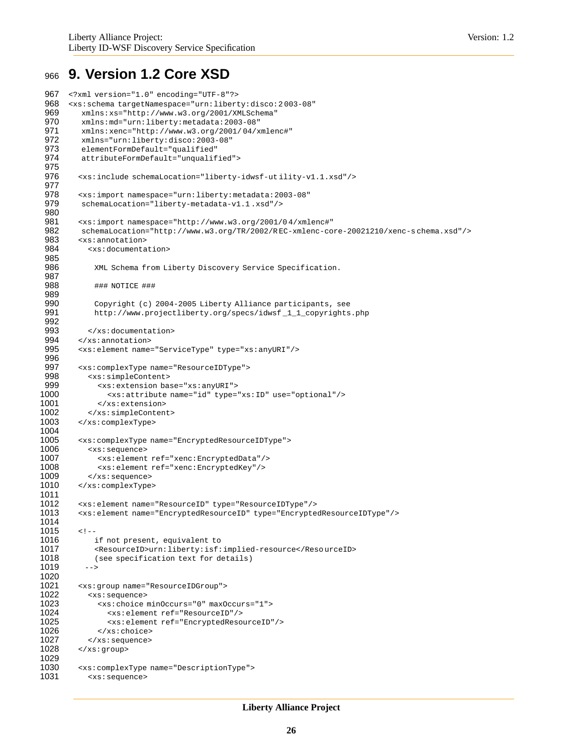# 9. Version 1.2 Core XSD

```
<?xml version="1.0" encoding="UTF-8"?>
<xs:schema targetNamespace="urn:liberty:disco:2003-08"
   xmlns:xs="http://www.w3.org/2001/XMLSchema"
   xmlns:md="urn:liberty:metadata:2003-08"
   xmlns:xenc="http://www.w3.org/2001/04/xmlenc#"
   xmlns="urn:liberty:disco:2003-08"
   elementFormDefault="qualified"
   attributeFormDefault="unqualified">

  <xs:include schemaLocation="liberty-idwsf-utility-v1.1.xsd"/>

  <xs:import namespace="urn:liberty:metadata:2003-08"
   schemaLocation="liberty-metadata-v1.1.xsd"/>

  <xs:import namespace="http://www.w3.org/2001/04/xmlenc#"
   schemaLocation="http://www.w3.org/TR/2002/REC-xmlenc-core-20021210/xenc-schema.xsd"/>
  <xs:annotation>
    <xs:documentation>

      XML Schema from Liberty Discovery Service Specification.

      ### NOTICE ###

      Copyright (c) 2004-2005 Liberty Alliance participants, see
      http://www.projectliberty.org/specs/idwsf_1_1_copyrights.php

    </xs:documentation>
  </xs:annotation>
  <xs:element name="ServiceType" type="xs:anyURI"/>

  <xs:complexType name="ResourceIDType">
    <xs:simpleContent>
      <xs:extension base="xs:anyURI">
        <xs:attribute name="id" type="xs:ID" use="optional"/>
      </xs:extension>
    </xs:simpleContent>
  </xs:complexType>

  <xs:complexType name="EncryptedResourceIDType">
    <xs:sequence>
      <xs:element ref="xenc:EncryptedData"/>
      <xs:element ref="xenc:EncryptedKey"/>
    </xs:sequence>
  </xs:complexType>

  <xs:element name="ResourceID" type="ResourceIDType"/>
  <xs:element name="EncryptedResourceID" type="EncryptedResourceIDType"/>

  <!--
      if not present, equivalent to
      <ResourceID>urn:liberty:isf:implied-resource</ResourceID>
      (see specification text for details)
   -->

  <xs:group name="ResourceIDGroup">
    <xs:sequence>
      <xs:choice minOccurs="0" maxOccurs="1">
        <xs:element ref="ResourceID"/>
        <xs:element ref="EncryptedResourceID"/>
      </xs:choice>
    </xs:sequence>
  </xs:group>

  <xs:complexType name="DescriptionType">
    <xs:sequence>
```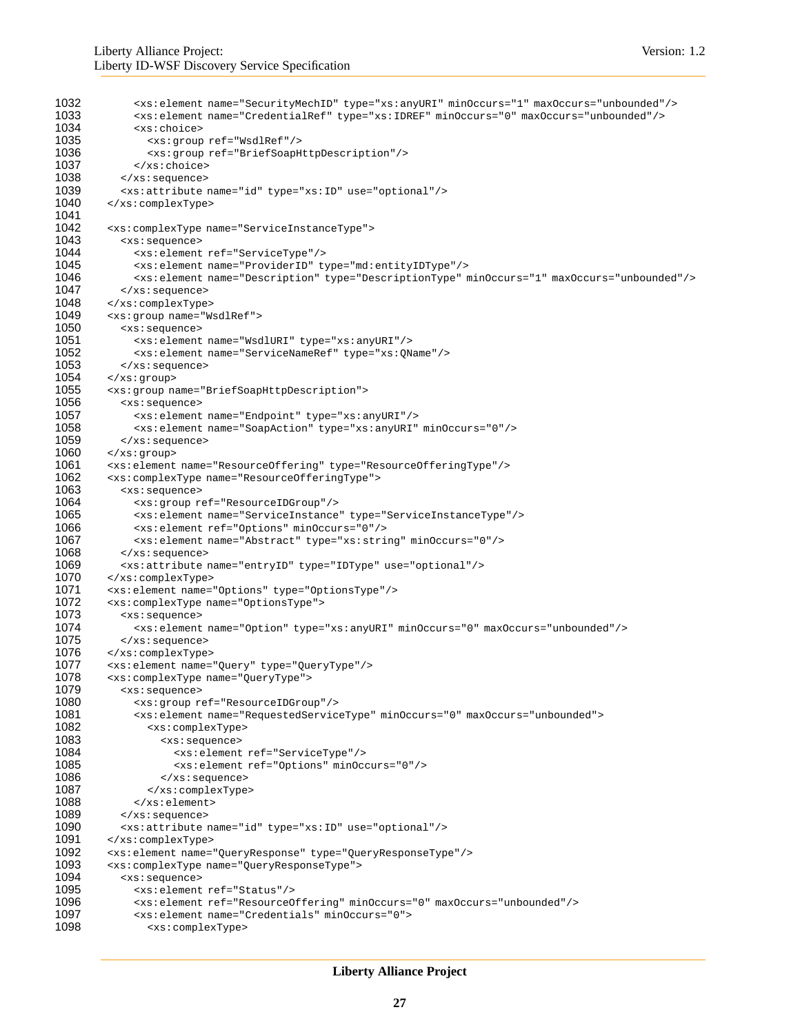```
1032         <xs:element name="SecurityMechID" type="xs:anyURI" minOccurs="1" maxOccurs="unbounded"/>
1033         <xs:element name="CredentialRef" type="xs:IDREF" minOccurs="0" maxOccurs="unbounded"/>
1034         <xs:choice>
1035           <xs:group ref="WsdlRef"/>
1036           <xs:group ref="BriefSoapHttpDescription"/>
1037         </xs:choice>
1038       </xs:sequence>
1039       <xs:attribute name="id" type="xs:ID" use="optional"/>
1040     </xs:complexType>
1041 
1042     <xs:complexType name="ServiceInstanceType">
1043       <xs:sequence>
1044         <xs:element ref="ServiceType"/>
1045         <xs:element name="ProviderID" type="md:entityIDType"/>
1046         <xs:element name="Description" type="DescriptionType" minOccurs="1" maxOccurs="unbounded"/>
1047       </xs:sequence>
1048     </xs:complexType>
1049     <xs:group name="WsdlRef">
1050       <xs:sequence>
1051         <xs:element name="WsdlURI" type="xs:anyURI"/>
1052         <xs:element name="ServiceNameRef" type="xs:QName"/>
1053       </xs:sequence>
1054     </xs:group>
1055     <xs:group name="BriefSoapHttpDescription">
1056       <xs:sequence>
1057         <xs:element name="Endpoint" type="xs:anyURI"/>
1058         <xs:element name="SoapAction" type="xs:anyURI" minOccurs="0"/>
1059       </xs:sequence>
1060     </xs:group>
1061     <xs:element name="ResourceOffering" type="ResourceOfferingType"/>
1062     <xs:complexType name="ResourceOfferingType">
1063       <xs:sequence>
1064         <xs:group ref="ResourceIDGroup"/>
1065         <xs:element name="ServiceInstance" type="ServiceInstanceType"/>
1066         <xs:element ref="Options" minOccurs="0"/>
1067         <xs:element name="Abstract" type="xs:string" minOccurs="0"/>
1068       </xs:sequence>
1069       <xs:attribute name="entryID" type="IDType" use="optional"/>
1070     </xs:complexType>
1071     <xs:element name="Options" type="OptionsType"/>
1072     <xs:complexType name="OptionsType">
1073       <xs:sequence>
1074         <xs:element name="Option" type="xs:anyURI" minOccurs="0" maxOccurs="unbounded"/>
1075       </xs:sequence>
1076     </xs:complexType>
1077     <xs:element name="Query" type="QueryType"/>
1078     <xs:complexType name="QueryType">
1079       <xs:sequence>
1080         <xs:group ref="ResourceIDGroup"/>
1081         <xs:element name="RequestedServiceType" minOccurs="0" maxOccurs="unbounded">
1082           <xs:complexType>
1083             <xs:sequence>
1084               <xs:element ref="ServiceType"/>
1085               <xs:element ref="Options" minOccurs="0"/>
1086             </xs:sequence>
1087           </xs:complexType>
1088         </xs:element>
1089       </xs:sequence>
1090       <xs:attribute name="id" type="xs:ID" use="optional"/>
1091     </xs:complexType>
1092     <xs:element name="QueryResponse" type="QueryResponseType"/>
1093     <xs:complexType name="QueryResponseType">
1094       <xs:sequence>
1095         <xs:element ref="Status"/>
1096         <xs:element ref="ResourceOffering" minOccurs="0" maxOccurs="unbounded"/>
1097         <xs:element name="Credentials" minOccurs="0">
1098           <xs:complexType>
```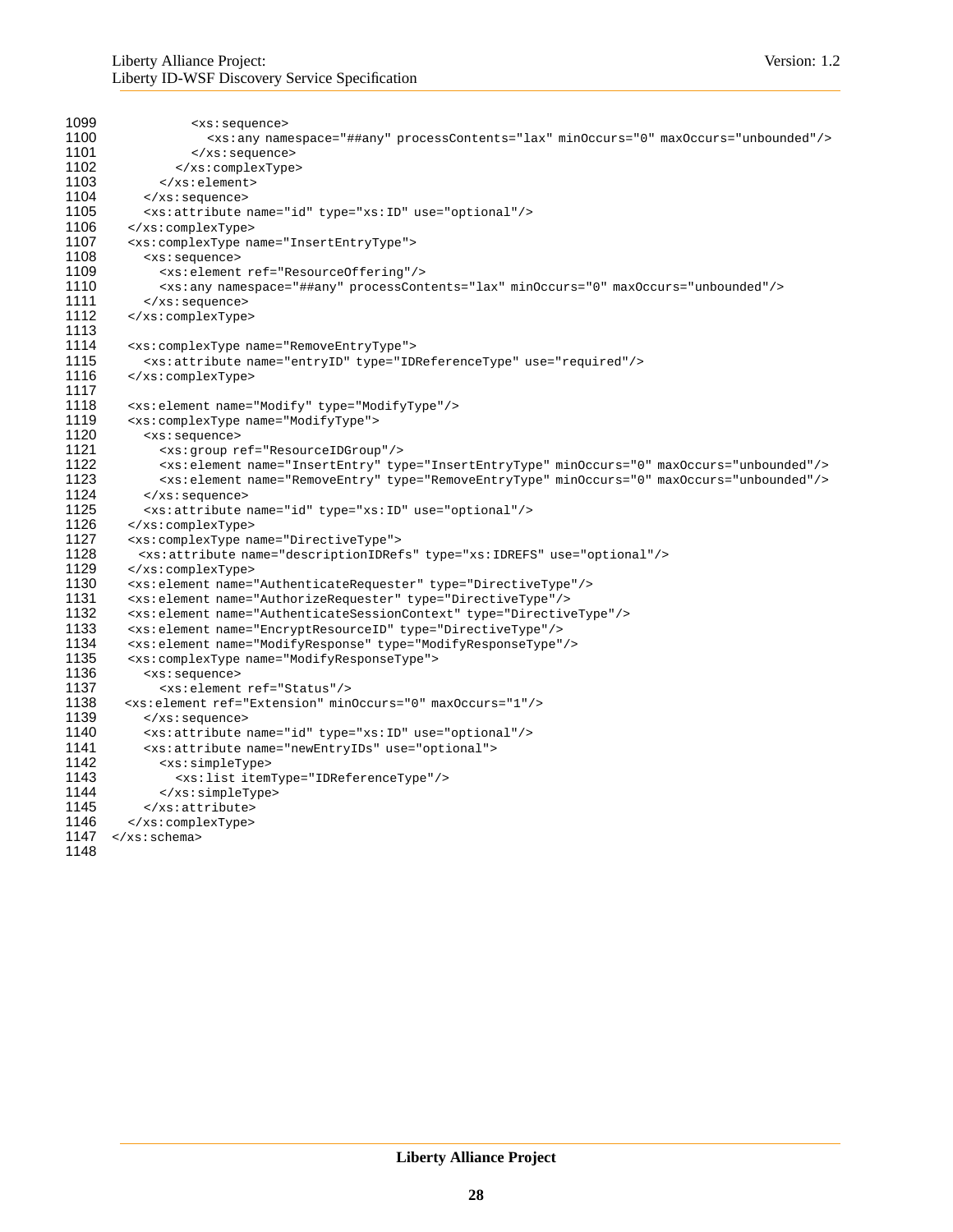```
1099            <xs:sequence>
1100              <xs:any namespace="##any" processContents="lax" minOccurs="0" maxOccurs="unbounded"/>
1101            </xs:sequence>
1102          </xs:complexType>
1103        </xs:element>
1104      </xs:sequence>
1105      <xs:attribute name="id" type="xs:ID" use="optional"/>
1106    </xs:complexType>
1107    <xs:complexType name="InsertEntryType">
1108      <xs:sequence>
1109        <xs:element ref="ResourceOffering"/>
1110        <xs:any namespace="##any" processContents="lax" minOccurs="0" maxOccurs="unbounded"/>
1111      </xs:sequence>
1112    </xs:complexType>
1113
1114    <xs:complexType name="RemoveEntryType">
1115      <xs:attribute name="entryID" type="IDReferenceType" use="required"/>
1116    </xs:complexType>
1117
1118    <xs:element name="Modify" type="ModifyType"/>
1119    <xs:complexType name="ModifyType">
1120      <xs:sequence>
1121        <xs:group ref="ResourceIDGroup"/>
1122        <xs:element name="InsertEntry" type="InsertEntryType" minOccurs="0" maxOccurs="unbounded"/>
1123        <xs:element name="RemoveEntry" type="RemoveEntryType" minOccurs="0" maxOccurs="unbounded"/>
1124      </xs:sequence>
1125      <xs:attribute name="id" type="xs:ID" use="optional"/>
1126    </xs:complexType>
1127    <xs:complexType name="DirectiveType">
1128      <xs:attribute name="descriptionIDRefs" type="xs:IDREFS" use="optional"/>
1129    </xs:complexType>
1130    <xs:element name="AuthenticateRequester" type="DirectiveType"/>
1131    <xs:element name="AuthorizeRequester" type="DirectiveType"/>
1132    <xs:element name="AuthenticateSessionContext" type="DirectiveType"/>
1133    <xs:element name="EncryptResourceID" type="DirectiveType"/>
1134    <xs:element name="ModifyResponse" type="ModifyResponseType"/>
1135    <xs:complexType name="ModifyResponseType">
1136      <xs:sequence>
1137        <xs:element ref="Status"/>
1138    <xs:element ref="Extension" minOccurs="0" maxOccurs="1"/>
1139      </xs:sequence>
1140      <xs:attribute name="id" type="xs:ID" use="optional"/>
1141      <xs:attribute name="newEntryIDs" use="optional">
1142        <xs:simpleType>
1143          <xs:list itemType="IDReferenceType"/>
1144        </xs:simpleType>
1145      </xs:attribute>
1146    </xs:complexType>
1147  </xs:schema>
1148
```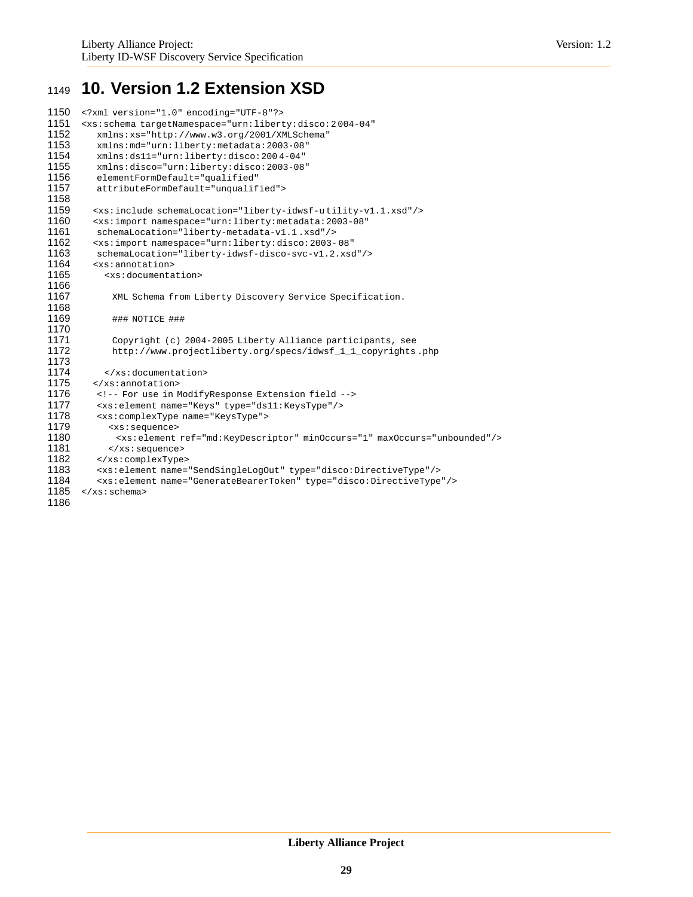# 10. Version 1.2 Extension XSD

```
<?xml version="1.0" encoding="UTF-8"?>
<xs:schema targetNamespace="urn:liberty:disco:2004-04"
   xmlns:xs="http://www.w3.org/2001/XMLSchema"
   xmlns:md="urn:liberty:metadata:2003-08"
   xmlns:ds11="urn:liberty:disco:2004-04"
   xmlns:disco="urn:liberty:disco:2003-08"
   elementFormDefault="qualified"
   attributeFormDefault="unqualified">

  <xs:include schemaLocation="liberty-idwsf-utility-v1.1.xsd"/>
  <xs:import namespace="urn:liberty:metadata:2003-08"
   schemaLocation="liberty-metadata-v1.1.xsd"/>
  <xs:import namespace="urn:liberty:disco:2003-08"
   schemaLocation="liberty-idwsf-disco-svc-v1.2.xsd"/>
  <xs:annotation>
    <xs:documentation>

      XML Schema from Liberty Discovery Service Specification.

      ### NOTICE ###

      Copyright (c) 2004-2005 Liberty Alliance participants, see
      http://www.projectliberty.org/specs/idwsf_1_1_copyrights.php

    </xs:documentation>
  </xs:annotation>
   <!-- For use in ModifyResponse Extension field -->
   <xs:element name="Keys" type="ds11:KeysType"/>
   <xs:complexType name="KeysType">
     <xs:sequence>
       <xs:element ref="md:KeyDescriptor" minOccurs="1" maxOccurs="unbounded"/>
     </xs:sequence>
   </xs:complexType>
   <xs:element name="SendSingleLogOut" type="disco:DirectiveType"/>
   <xs:element name="GenerateBearerToken" type="disco:DirectiveType"/>
</xs:schema>
```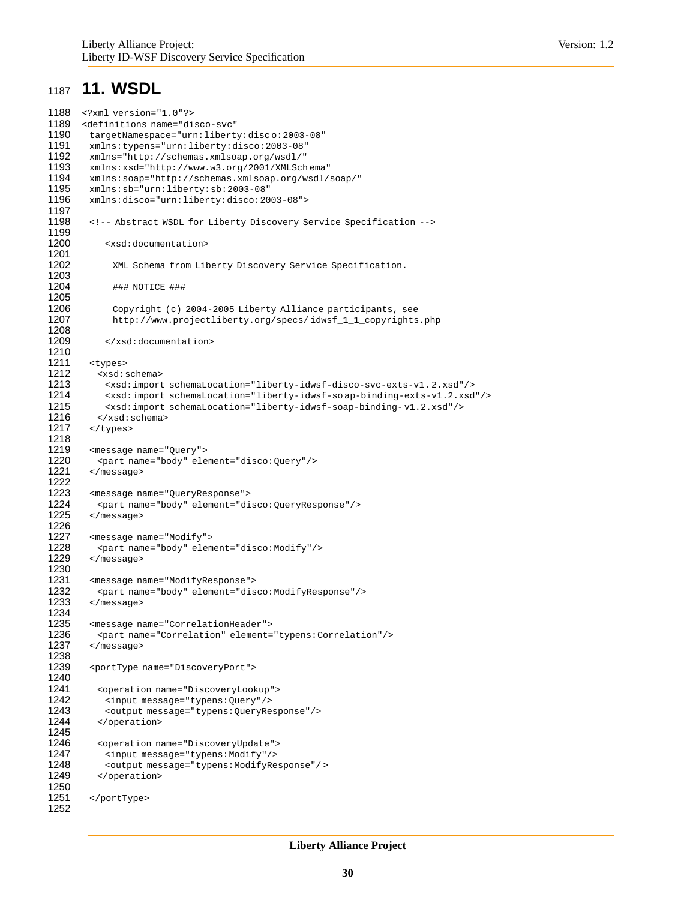# 11. WSDL

```
<?xml version="1.0"?>
<definitions name="disco-svc"
 targetNamespace="urn:liberty:disco:2003-08"
 xmlns:typens="urn:liberty:disco:2003-08"
 xmlns="http://schemas.xmlsoap.org/wsdl/"
 xmlns:xsd="http://www.w3.org/2001/XMLSchema"
 xmlns:soap="http://schemas.xmlsoap.org/wsdl/soap/"
 xmlns:sb="urn:liberty:sb:2003-08"
 xmlns:disco="urn:liberty:disco:2003-08">

 <!-- Abstract WSDL for Liberty Discovery Service Specification -->

    <xsd:documentation>

      XML Schema from Liberty Discovery Service Specification.

      ### NOTICE ###

      Copyright (c) 2004-2005 Liberty Alliance participants, see
      http://www.projectliberty.org/specs/idwsf_1_1_copyrights.php

    </xsd:documentation>

 <types>
   <xsd:schema>
     <xsd:import schemaLocation="liberty-idwsf-disco-svc-exts-v1.2.xsd"/>
     <xsd:import schemaLocation="liberty-idwsf-soap-binding-exts-v1.2.xsd"/>
     <xsd:import schemaLocation="liberty-idwsf-soap-binding-v1.2.xsd"/>
   </xsd:schema>
 </types>

 <message name="Query">
   <part name="body" element="disco:Query"/>
 </message>

 <message name="QueryResponse">
   <part name="body" element="disco:QueryResponse"/>
 </message>

 <message name="Modify">
   <part name="body" element="disco:Modify"/>
 </message>

 <message name="ModifyResponse">
   <part name="body" element="disco:ModifyResponse"/>
 </message>

 <message name="CorrelationHeader">
   <part name="Correlation" element="typens:Correlation"/>
 </message>

 <portType name="DiscoveryPort">

   <operation name="DiscoveryLookup">
     <input message="typens:Query"/>
     <output message="typens:QueryResponse"/>
   </operation>

   <operation name="DiscoveryUpdate">
     <input message="typens:Modify"/>
     <output message="typens:ModifyResponse"/>
   </operation>

 </portType>

```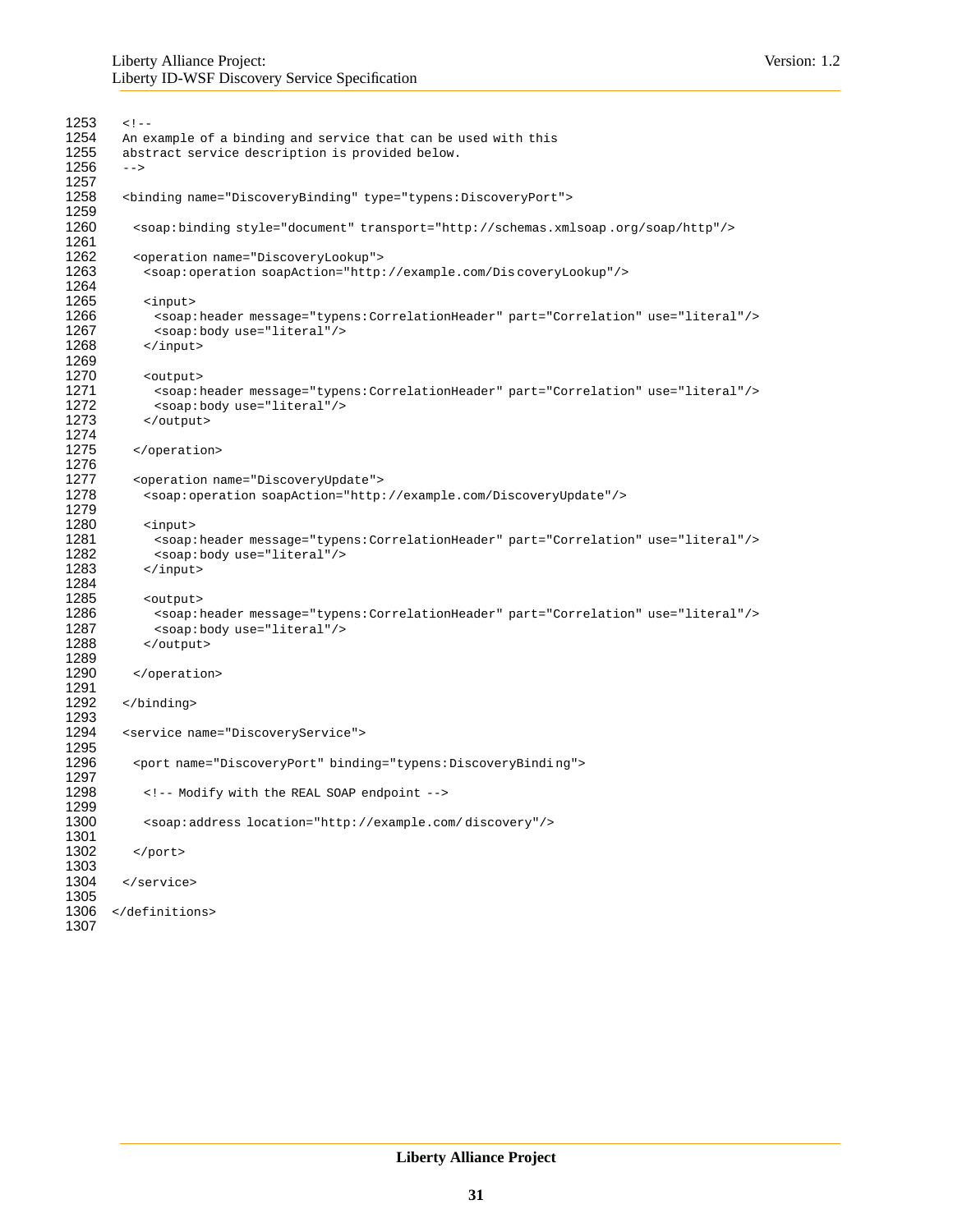```
1253   <!--
1254   An example of a binding and service that can be used with this
1255   abstract service description is provided below.
1256   -->
1257
1258   <binding name="DiscoveryBinding" type="typens:DiscoveryPort">
1259
1260     <soap:binding style="document" transport="http://schemas.xmlsoap.org/soap/http"/>
1261
1262     <operation name="DiscoveryLookup">
1263       <soap:operation soapAction="http://example.com/DiscoveryLookup"/>
1264
1265       <input>
1266         <soap:header message="typens:CorrelationHeader" part="Correlation" use="literal"/>
1267         <soap:body use="literal"/>
1268       </input>
1269
1270       <output>
1271         <soap:header message="typens:CorrelationHeader" part="Correlation" use="literal"/>
1272         <soap:body use="literal"/>
1273       </output>
1274
1275     </operation>
1276
1277     <operation name="DiscoveryUpdate">
1278       <soap:operation soapAction="http://example.com/DiscoveryUpdate"/>
1279
1280       <input>
1281         <soap:header message="typens:CorrelationHeader" part="Correlation" use="literal"/>
1282         <soap:body use="literal"/>
1283       </input>
1284
1285       <output>
1286         <soap:header message="typens:CorrelationHeader" part="Correlation" use="literal"/>
1287         <soap:body use="literal"/>
1288       </output>
1289
1290     </operation>
1291
1292   </binding>
1293
1294   <service name="DiscoveryService">
1295
1296     <port name="DiscoveryPort" binding="typens:DiscoveryBinding">
1297
1298       <!-- Modify with the REAL SOAP endpoint -->
1299
1300       <soap:address location="http://example.com/discovery"/>
1301
1302     </port>
1303
1304   </service>
1305
1306 </definitions>
1307
```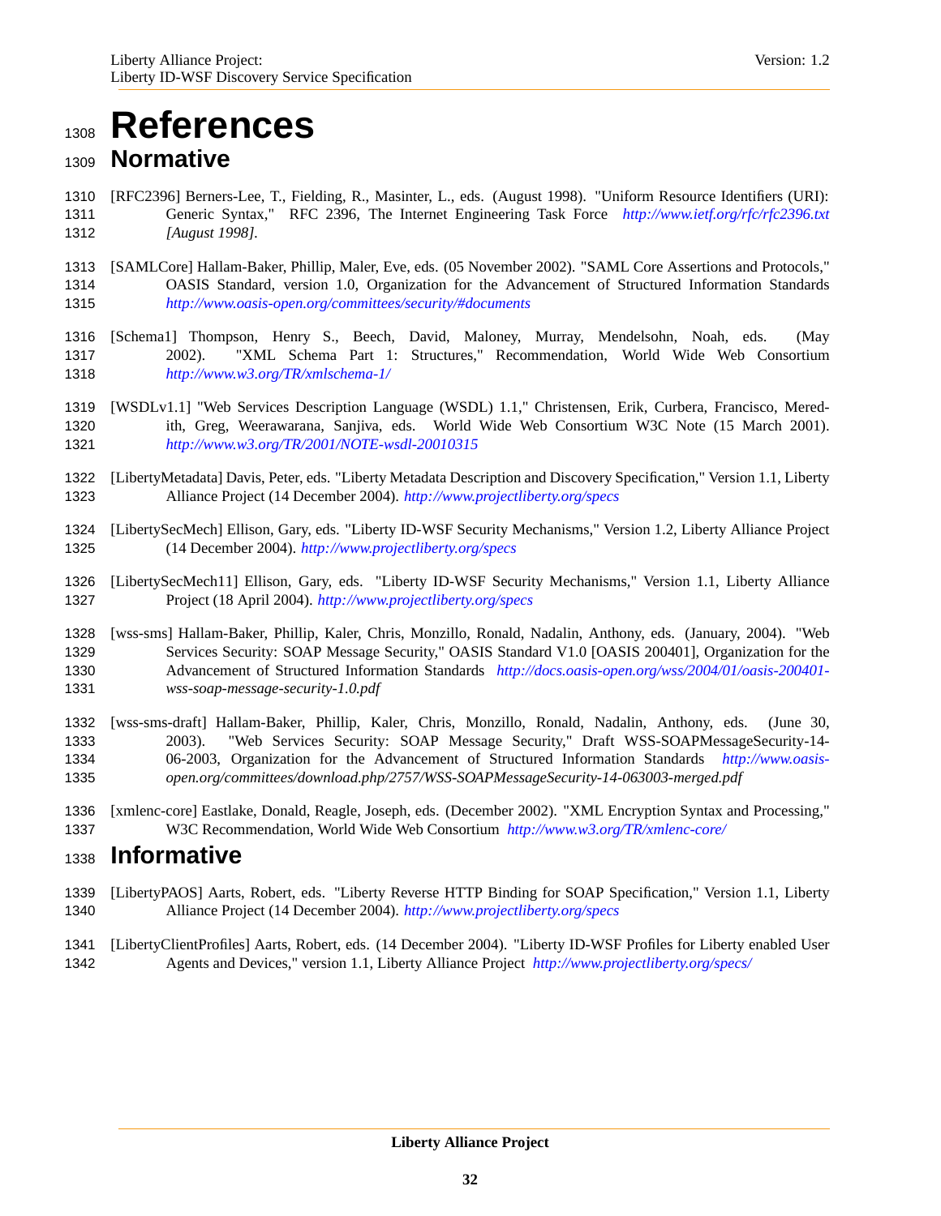# References

## Normative

[RFC2396] Berners-Lee, T., Fielding, R., Masinter, L., eds. (August 1998). "Uniform Resource Identifiers (URI): Generic Syntax," RFC 2396, The Internet Engineering Task Force *http://www.ietf.org/rfc/rfc2396.txt [August 1998].*

[SAMLCore] Hallam-Baker, Phillip, Maler, Eve, eds. (05 November 2002). "SAML Core Assertions and Protocols," OASIS Standard, version 1.0, Organization for the Advancement of Structured Information Standards *http://www.oasis-open.org/committees/security/#documents*

[Schema1] Thompson, Henry S., Beech, David, Maloney, Murray, Mendelsohn, Noah, eds. (May 2002). "XML Schema Part 1: Structures," Recommendation, World Wide Web Consortium *http://www.w3.org/TR/xmlschema-1/*

[WSDLv1.1] "Web Services Description Language (WSDL) 1.1," Christensen, Erik, Curbera, Francisco, Meredith, Greg, Weerawarana, Sanjiva, eds. World Wide Web Consortium W3C Note (15 March 2001). *http://www.w3.org/TR/2001/NOTE-wsdl-20010315*

[LibertyMetadata] Davis, Peter, eds. "Liberty Metadata Description and Discovery Specification," Version 1.1, Liberty Alliance Project (14 December 2004). *http://www.projectliberty.org/specs*

[LibertySecMech] Ellison, Gary, eds. "Liberty ID-WSF Security Mechanisms," Version 1.2, Liberty Alliance Project (14 December 2004). *http://www.projectliberty.org/specs*

[LibertySecMech11] Ellison, Gary, eds. "Liberty ID-WSF Security Mechanisms," Version 1.1, Liberty Alliance Project (18 April 2004). *http://www.projectliberty.org/specs*

[wss-sms] Hallam-Baker, Phillip, Kaler, Chris, Monzillo, Ronald, Nadalin, Anthony, eds. (January, 2004). "Web Services Security: SOAP Message Security," OASIS Standard V1.0 [OASIS 200401], Organization for the Advancement of Structured Information Standards *http://docs.oasis-open.org/wss/2004/01/oasis-200401-wss-soap-message-security-1.0.pdf*

[wss-sms-draft] Hallam-Baker, Phillip, Kaler, Chris, Monzillo, Ronald, Nadalin, Anthony, eds. (June 30, 2003). "Web Services Security: SOAP Message Security," Draft WSS-SOAPMessageSecurity-14-06-2003, Organization for the Advancement of Structured Information Standards *http://www.oasis-open.org/committees/download.php/2757/WSS-SOAPMessageSecurity-14-063003-merged.pdf*

[xmlenc-core] Eastlake, Donald, Reagle, Joseph, eds. (December 2002). "XML Encryption Syntax and Processing," W3C Recommendation, World Wide Web Consortium *http://www.w3.org/TR/xmlenc-core/*

## Informative

[LibertyPAOS] Aarts, Robert, eds. "Liberty Reverse HTTP Binding for SOAP Specification," Version 1.1, Liberty Alliance Project (14 December 2004). *http://www.projectliberty.org/specs*

[LibertyClientProfiles] Aarts, Robert, eds. (14 December 2004). "Liberty ID-WSF Profiles for Liberty enabled User Agents and Devices," version 1.1, Liberty Alliance Project *http://www.projectliberty.org/specs/*